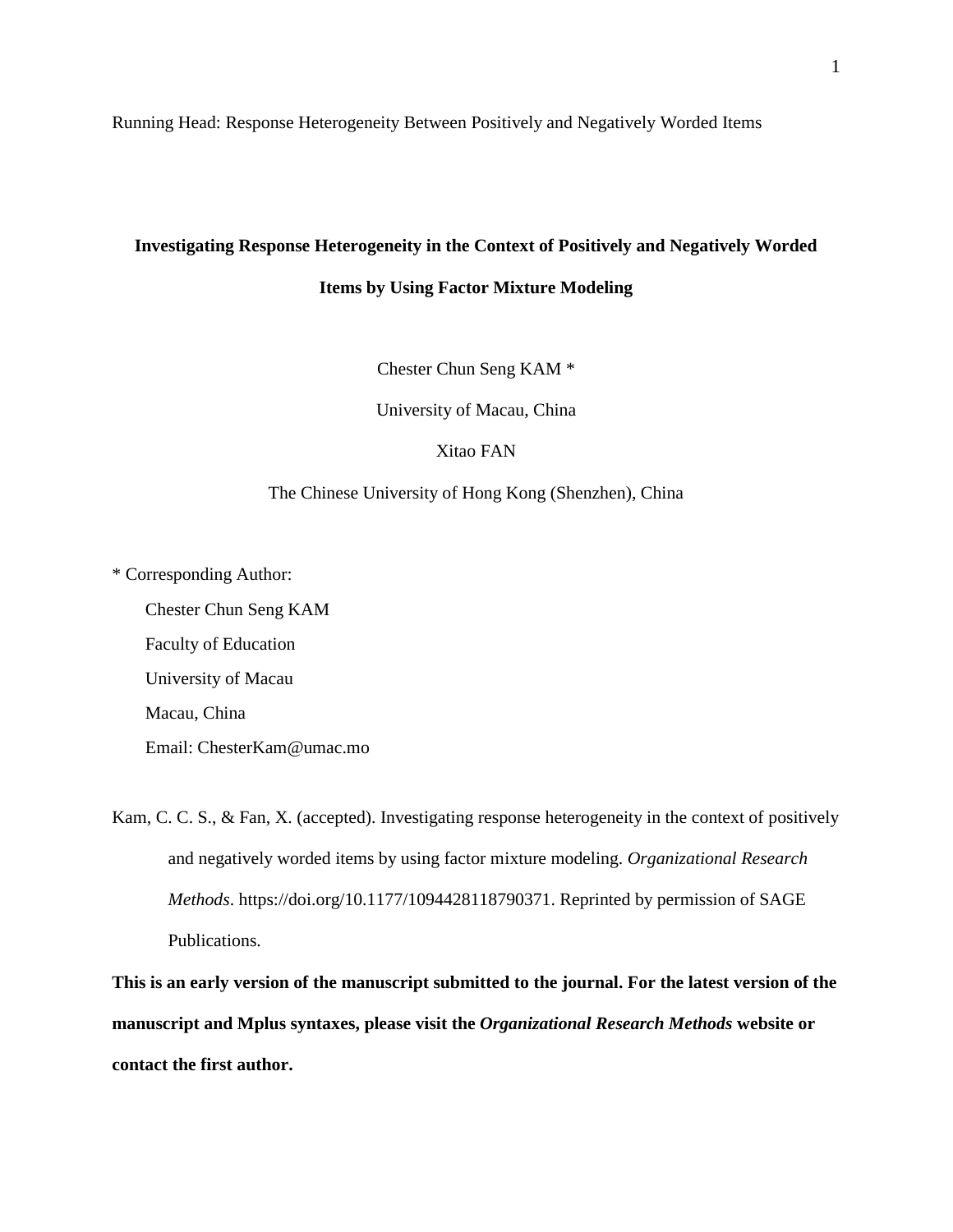Running Head: Response Heterogeneity Between Positively and Negatively Worded Items

# Investigating Response Heterogeneity in the Context of Positively and Negatively Worded Items by Using Factor Mixture Modeling

Chester Chun Seng KAM *

University of Macau, China

Xitao FAN

The Chinese University of Hong Kong (Shenzhen), China

* Corresponding Author:

Chester Chun Seng KAM

Faculty of Education

University of Macau

Macau, China

Email: ChesterKam@umac.mo

Kam, C. C. S., & Fan, X. (accepted). Investigating response heterogeneity in the context of positively and negatively worded items by using factor mixture modeling. *Organizational Research Methods*. https://doi.org/10.1177/1094428118790371. Reprinted by permission of SAGE Publications.

**This is an early version of the manuscript submitted to the journal. For the latest version of the manuscript and Mplus syntaxes, please visit the *Organizational Research Methods* website or contact the first author.**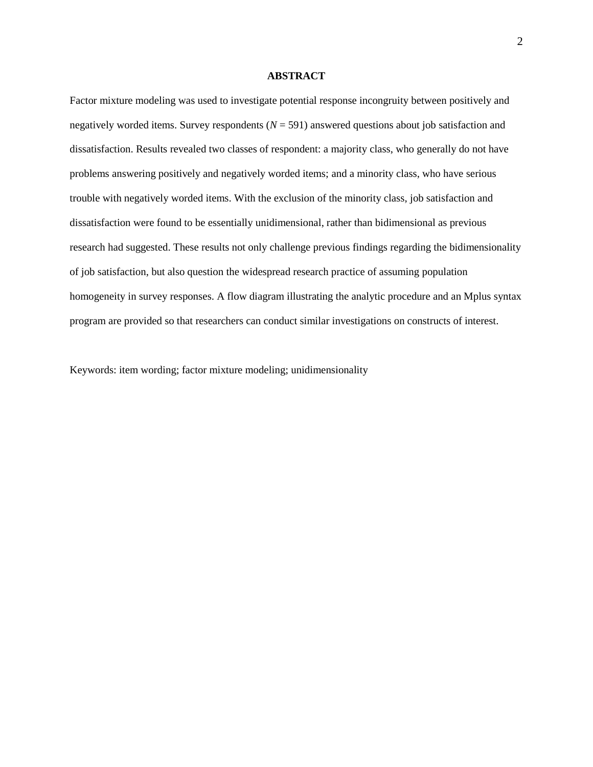## ABSTRACT

Factor mixture modeling was used to investigate potential response incongruity between positively and negatively worded items. Survey respondents (*N* = 591) answered questions about job satisfaction and dissatisfaction. Results revealed two classes of respondent: a majority class, who generally do not have problems answering positively and negatively worded items; and a minority class, who have serious trouble with negatively worded items. With the exclusion of the minority class, job satisfaction and dissatisfaction were found to be essentially unidimensional, rather than bidimensional as previous research had suggested. These results not only challenge previous findings regarding the bidimensionality of job satisfaction, but also question the widespread research practice of assuming population homogeneity in survey responses. A flow diagram illustrating the analytic procedure and an Mplus syntax program are provided so that researchers can conduct similar investigations on constructs of interest.

Keywords: item wording; factor mixture modeling; unidimensionality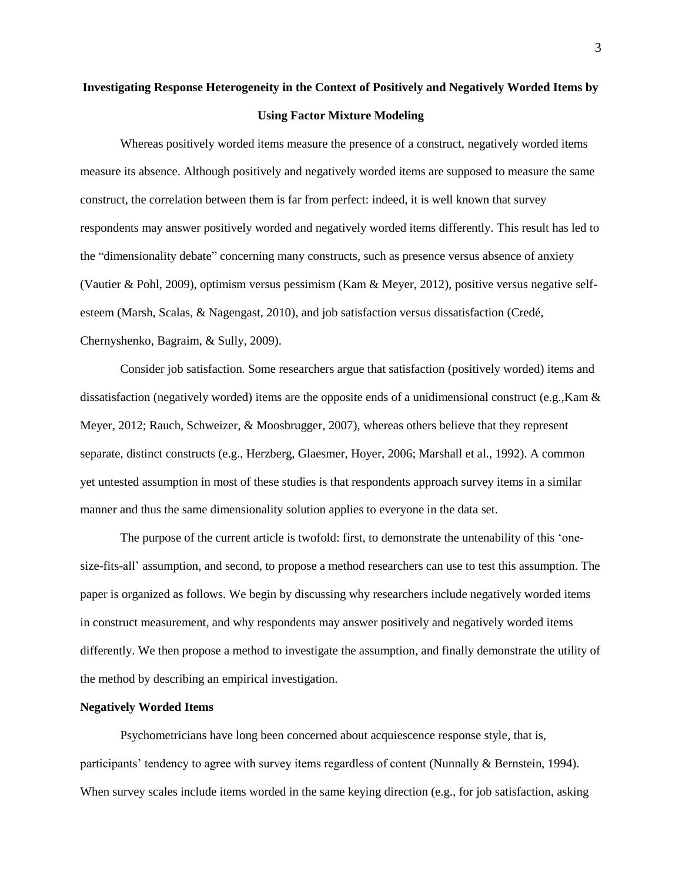**Investigating Response Heterogeneity in the Context of Positively and Negatively Worded Items by Using Factor Mixture Modeling**

Whereas positively worded items measure the presence of a construct, negatively worded items measure its absence. Although positively and negatively worded items are supposed to measure the same construct, the correlation between them is far from perfect: indeed, it is well known that survey respondents may answer positively worded and negatively worded items differently. This result has led to the "dimensionality debate" concerning many constructs, such as presence versus absence of anxiety (Vautier & Pohl, 2009), optimism versus pessimism (Kam & Meyer, 2012), positive versus negative self-esteem (Marsh, Scalas, & Nagengast, 2010), and job satisfaction versus dissatisfaction (Credé, Chernyshenko, Bagraim, & Sully, 2009).

Consider job satisfaction. Some researchers argue that satisfaction (positively worded) items and dissatisfaction (negatively worded) items are the opposite ends of a unidimensional construct (e.g.,Kam & Meyer, 2012; Rauch, Schweizer, & Moosbrugger, 2007), whereas others believe that they represent separate, distinct constructs (e.g., Herzberg, Glaesmer, Hoyer, 2006; Marshall et al., 1992). A common yet untested assumption in most of these studies is that respondents approach survey items in a similar manner and thus the same dimensionality solution applies to everyone in the data set.

The purpose of the current article is twofold: first, to demonstrate the untenability of this 'one-size-fits-all' assumption, and second, to propose a method researchers can use to test this assumption. The paper is organized as follows. We begin by discussing why researchers include negatively worded items in construct measurement, and why respondents may answer positively and negatively worded items differently. We then propose a method to investigate the assumption, and finally demonstrate the utility of the method by describing an empirical investigation.

**Negatively Worded Items**

Psychometricians have long been concerned about acquiescence response style, that is, participants' tendency to agree with survey items regardless of content (Nunnally & Bernstein, 1994). When survey scales include items worded in the same keying direction (e.g., for job satisfaction, asking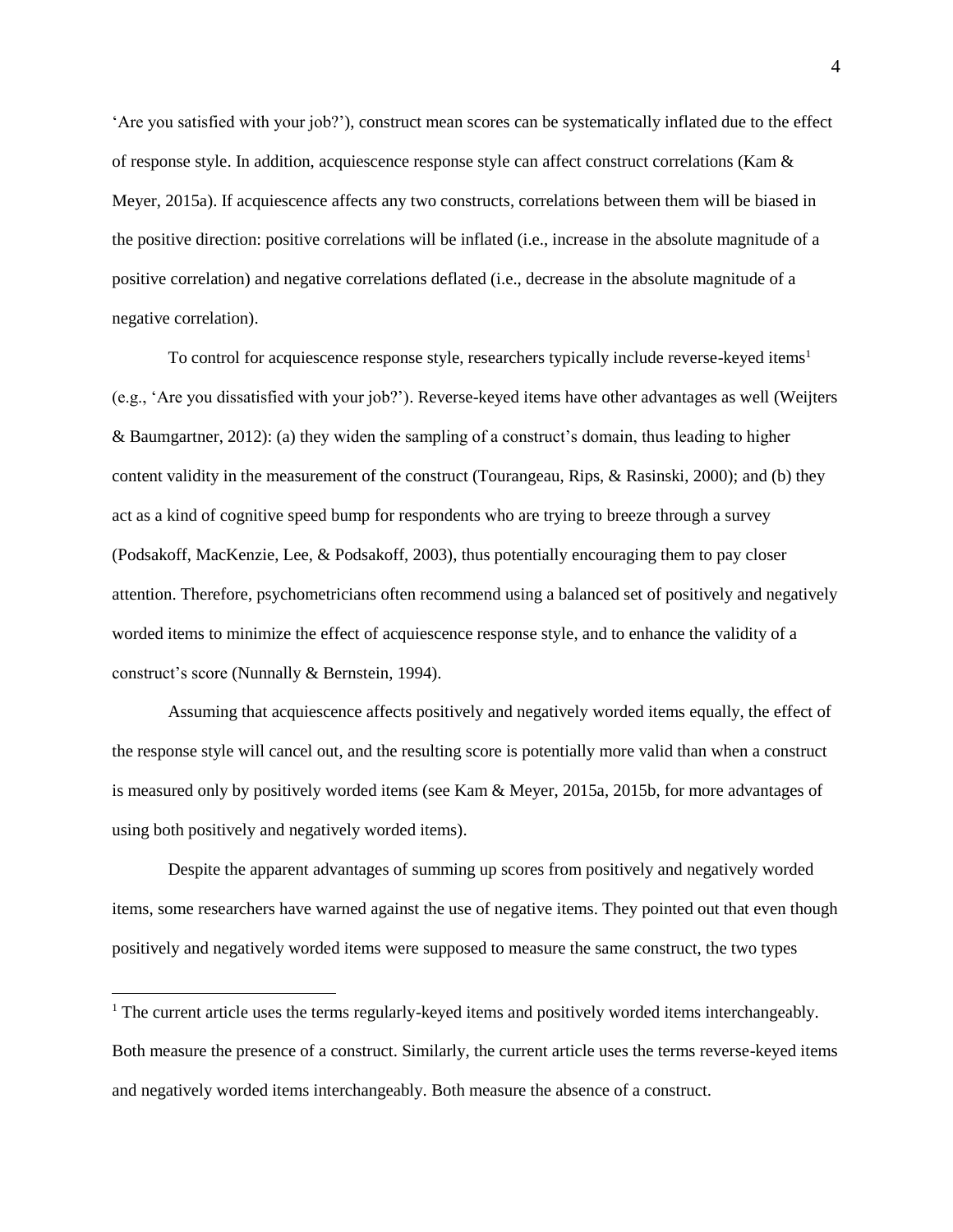'Are you satisfied with your job?'), construct mean scores can be systematically inflated due to the effect of response style. In addition, acquiescence response style can affect construct correlations (Kam & Meyer, 2015a). If acquiescence affects any two constructs, correlations between them will be biased in the positive direction: positive correlations will be inflated (i.e., increase in the absolute magnitude of a positive correlation) and negative correlations deflated (i.e., decrease in the absolute magnitude of a negative correlation).

To control for acquiescence response style, researchers typically include reverse-keyed items[1] (e.g., 'Are you dissatisfied with your job?'). Reverse-keyed items have other advantages as well (Weijters & Baumgartner, 2012): (a) they widen the sampling of a construct's domain, thus leading to higher content validity in the measurement of the construct (Tourangeau, Rips, & Rasinski, 2000); and (b) they act as a kind of cognitive speed bump for respondents who are trying to breeze through a survey (Podsakoff, MacKenzie, Lee, & Podsakoff, 2003), thus potentially encouraging them to pay closer attention. Therefore, psychometricians often recommend using a balanced set of positively and negatively worded items to minimize the effect of acquiescence response style, and to enhance the validity of a construct's score (Nunnally & Bernstein, 1994).

Assuming that acquiescence affects positively and negatively worded items equally, the effect of the response style will cancel out, and the resulting score is potentially more valid than when a construct is measured only by positively worded items (see Kam & Meyer, 2015a, 2015b, for more advantages of using both positively and negatively worded items).

Despite the apparent advantages of summing up scores from positively and negatively worded items, some researchers have warned against the use of negative items. They pointed out that even though positively and negatively worded items were supposed to measure the same construct, the two types

[1] The current article uses the terms regularly-keyed items and positively worded items interchangeably. Both measure the presence of a construct. Similarly, the current article uses the terms reverse-keyed items and negatively worded items interchangeably. Both measure the absence of a construct.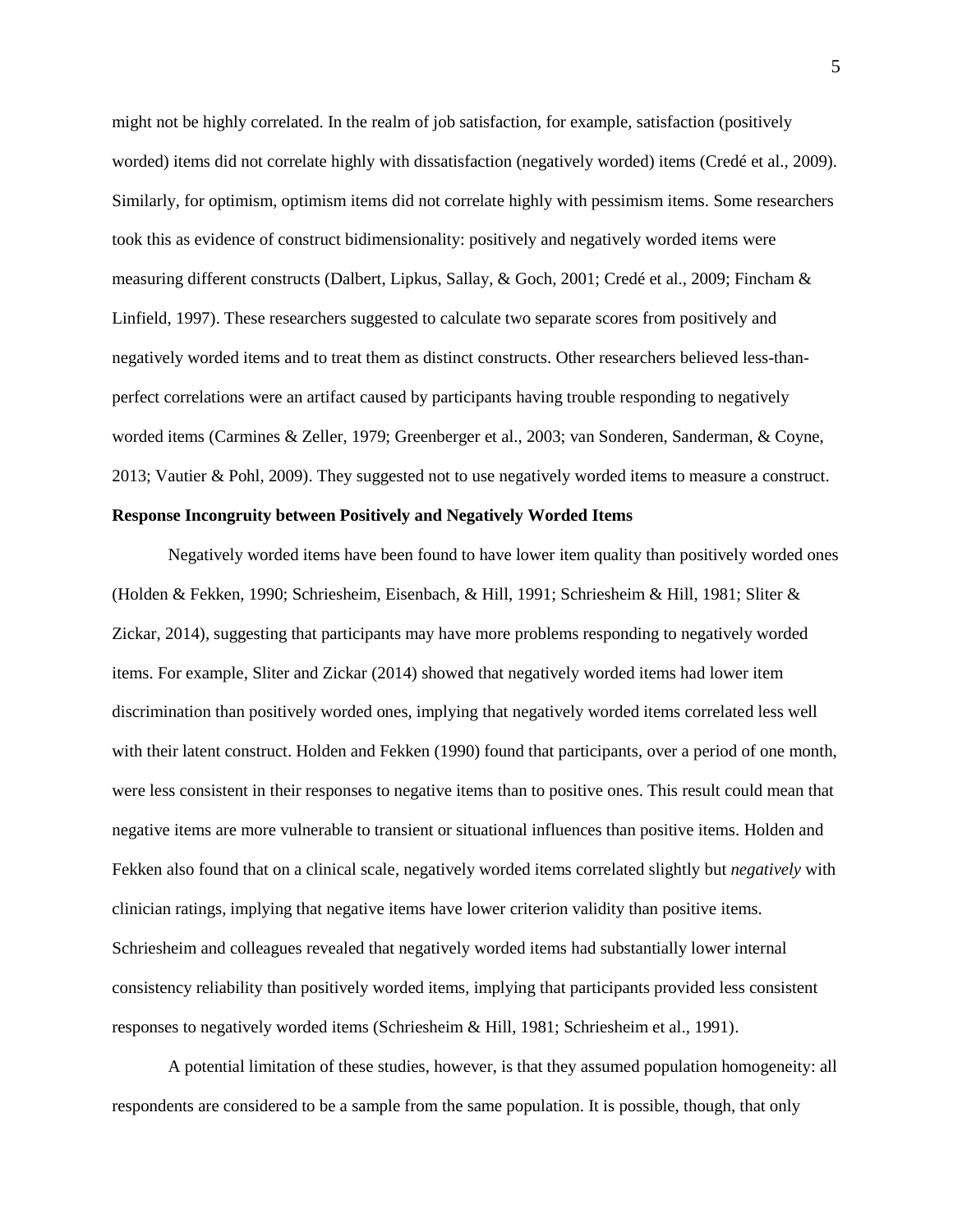might not be highly correlated. In the realm of job satisfaction, for example, satisfaction (positively worded) items did not correlate highly with dissatisfaction (negatively worded) items (Credé et al., 2009). Similarly, for optimism, optimism items did not correlate highly with pessimism items. Some researchers took this as evidence of construct bidimensionality: positively and negatively worded items were measuring different constructs (Dalbert, Lipkus, Sallay, & Goch, 2001; Credé et al., 2009; Fincham & Linfield, 1997). These researchers suggested to calculate two separate scores from positively and negatively worded items and to treat them as distinct constructs. Other researchers believed less-than-perfect correlations were an artifact caused by participants having trouble responding to negatively worded items (Carmines & Zeller, 1979; Greenberger et al., 2003; van Sonderen, Sanderman, & Coyne, 2013; Vautier & Pohl, 2009). They suggested not to use negatively worded items to measure a construct.

**Response Incongruity between Positively and Negatively Worded Items**

Negatively worded items have been found to have lower item quality than positively worded ones (Holden & Fekken, 1990; Schriesheim, Eisenbach, & Hill, 1991; Schriesheim & Hill, 1981; Sliter & Zickar, 2014), suggesting that participants may have more problems responding to negatively worded items. For example, Sliter and Zickar (2014) showed that negatively worded items had lower item discrimination than positively worded ones, implying that negatively worded items correlated less well with their latent construct. Holden and Fekken (1990) found that participants, over a period of one month, were less consistent in their responses to negative items than to positive ones. This result could mean that negative items are more vulnerable to transient or situational influences than positive items. Holden and Fekken also found that on a clinical scale, negatively worded items correlated slightly but *negatively* with clinician ratings, implying that negative items have lower criterion validity than positive items. Schriesheim and colleagues revealed that negatively worded items had substantially lower internal consistency reliability than positively worded items, implying that participants provided less consistent responses to negatively worded items (Schriesheim & Hill, 1981; Schriesheim et al., 1991).

A potential limitation of these studies, however, is that they assumed population homogeneity: all respondents are considered to be a sample from the same population. It is possible, though, that only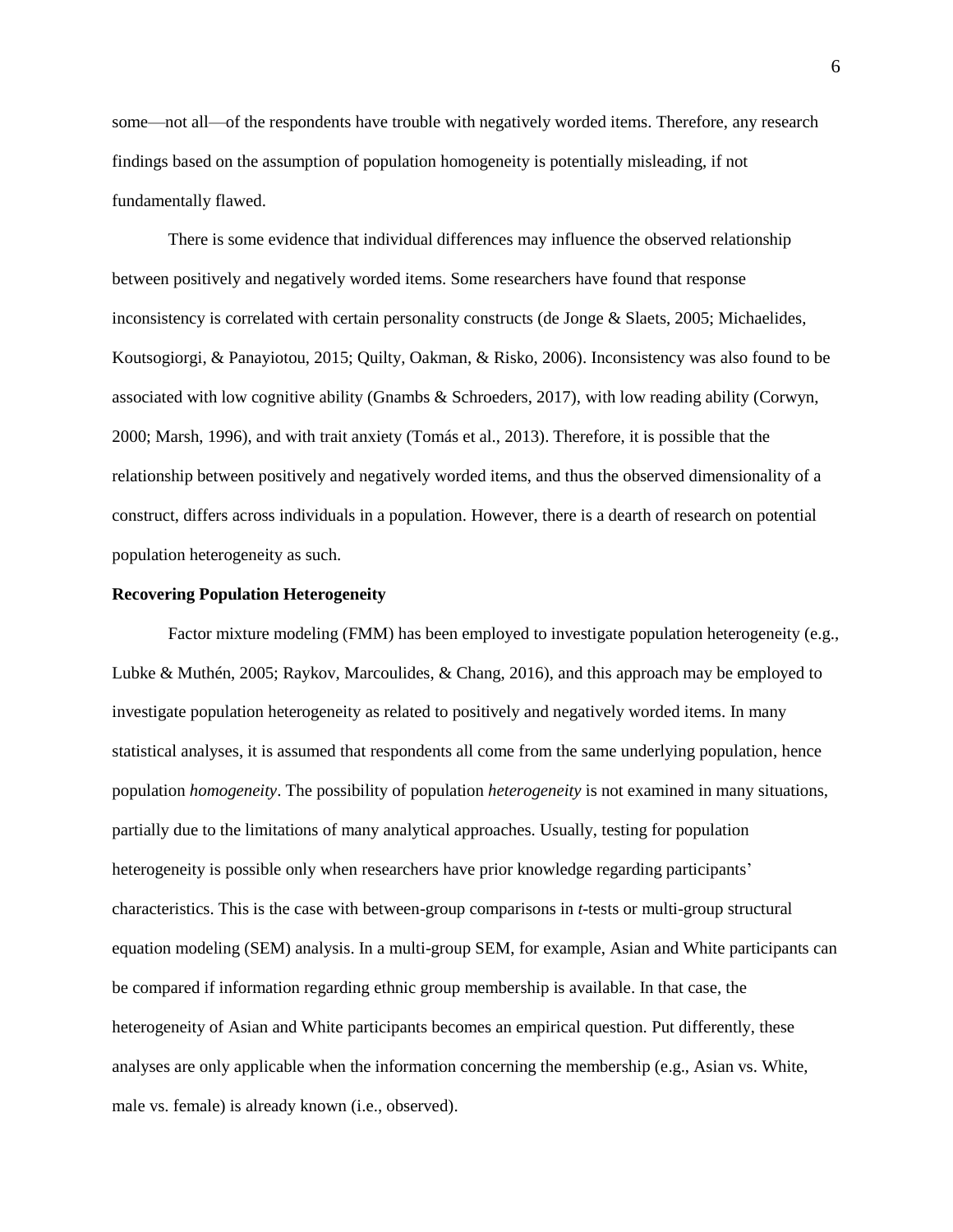some—not all—of the respondents have trouble with negatively worded items. Therefore, any research findings based on the assumption of population homogeneity is potentially misleading, if not fundamentally flawed.

There is some evidence that individual differences may influence the observed relationship between positively and negatively worded items. Some researchers have found that response inconsistency is correlated with certain personality constructs (de Jonge & Slaets, 2005; Michaelides, Koutsogiorgi, & Panayiotou, 2015; Quilty, Oakman, & Risko, 2006). Inconsistency was also found to be associated with low cognitive ability (Gnambs & Schroeders, 2017), with low reading ability (Corwyn, 2000; Marsh, 1996), and with trait anxiety (Tomás et al., 2013). Therefore, it is possible that the relationship between positively and negatively worded items, and thus the observed dimensionality of a construct, differs across individuals in a population. However, there is a dearth of research on potential population heterogeneity as such.

**Recovering Population Heterogeneity**

Factor mixture modeling (FMM) has been employed to investigate population heterogeneity (e.g., Lubke & Muthén, 2005; Raykov, Marcoulides, & Chang, 2016), and this approach may be employed to investigate population heterogeneity as related to positively and negatively worded items. In many statistical analyses, it is assumed that respondents all come from the same underlying population, hence population *homogeneity*. The possibility of population *heterogeneity* is not examined in many situations, partially due to the limitations of many analytical approaches. Usually, testing for population heterogeneity is possible only when researchers have prior knowledge regarding participants' characteristics. This is the case with between-group comparisons in *t*-tests or multi-group structural equation modeling (SEM) analysis. In a multi-group SEM, for example, Asian and White participants can be compared if information regarding ethnic group membership is available. In that case, the heterogeneity of Asian and White participants becomes an empirical question. Put differently, these analyses are only applicable when the information concerning the membership (e.g., Asian vs. White, male vs. female) is already known (i.e., observed).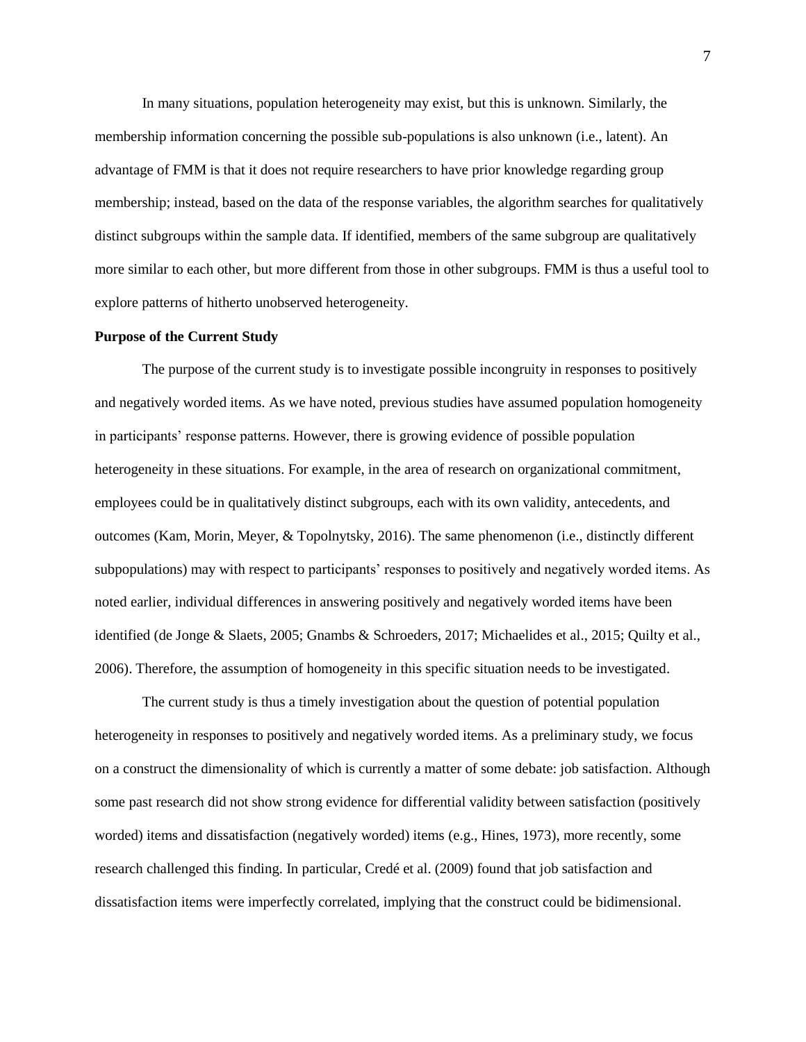In many situations, population heterogeneity may exist, but this is unknown. Similarly, the membership information concerning the possible sub-populations is also unknown (i.e., latent). An advantage of FMM is that it does not require researchers to have prior knowledge regarding group membership; instead, based on the data of the response variables, the algorithm searches for qualitatively distinct subgroups within the sample data. If identified, members of the same subgroup are qualitatively more similar to each other, but more different from those in other subgroups. FMM is thus a useful tool to explore patterns of hitherto unobserved heterogeneity.

**Purpose of the Current Study**

The purpose of the current study is to investigate possible incongruity in responses to positively and negatively worded items. As we have noted, previous studies have assumed population homogeneity in participants' response patterns. However, there is growing evidence of possible population heterogeneity in these situations. For example, in the area of research on organizational commitment, employees could be in qualitatively distinct subgroups, each with its own validity, antecedents, and outcomes (Kam, Morin, Meyer, & Topolnytsky, 2016). The same phenomenon (i.e., distinctly different subpopulations) may with respect to participants' responses to positively and negatively worded items. As noted earlier, individual differences in answering positively and negatively worded items have been identified (de Jonge & Slaets, 2005; Gnambs & Schroeders, 2017; Michaelides et al., 2015; Quilty et al., 2006). Therefore, the assumption of homogeneity in this specific situation needs to be investigated.

The current study is thus a timely investigation about the question of potential population heterogeneity in responses to positively and negatively worded items. As a preliminary study, we focus on a construct the dimensionality of which is currently a matter of some debate: job satisfaction. Although some past research did not show strong evidence for differential validity between satisfaction (positively worded) items and dissatisfaction (negatively worded) items (e.g., Hines, 1973), more recently, some research challenged this finding. In particular, Credé et al. (2009) found that job satisfaction and dissatisfaction items were imperfectly correlated, implying that the construct could be bidimensional.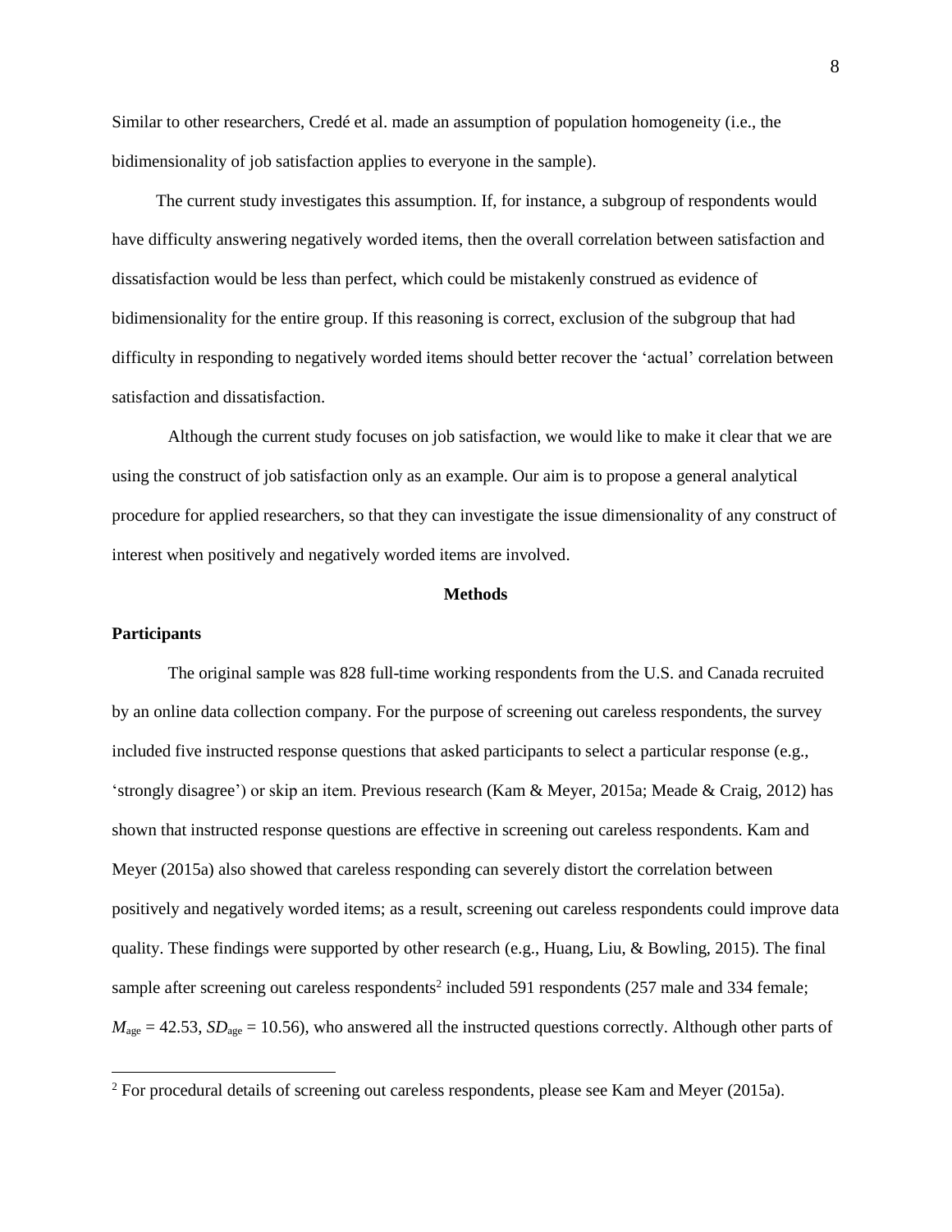Similar to other researchers, Credé et al. made an assumption of population homogeneity (i.e., the bidimensionality of job satisfaction applies to everyone in the sample).

The current study investigates this assumption. If, for instance, a subgroup of respondents would have difficulty answering negatively worded items, then the overall correlation between satisfaction and dissatisfaction would be less than perfect, which could be mistakenly construed as evidence of bidimensionality for the entire group. If this reasoning is correct, exclusion of the subgroup that had difficulty in responding to negatively worded items should better recover the 'actual' correlation between satisfaction and dissatisfaction.

Although the current study focuses on job satisfaction, we would like to make it clear that we are using the construct of job satisfaction only as an example. Our aim is to propose a general analytical procedure for applied researchers, so that they can investigate the issue dimensionality of any construct of interest when positively and negatively worded items are involved.

## Methods

### Participants

The original sample was 828 full-time working respondents from the U.S. and Canada recruited by an online data collection company. For the purpose of screening out careless respondents, the survey included five instructed response questions that asked participants to select a particular response (e.g., 'strongly disagree') or skip an item. Previous research (Kam & Meyer, 2015a; Meade & Craig, 2012) has shown that instructed response questions are effective in screening out careless respondents. Kam and Meyer (2015a) also showed that careless responding can severely distort the correlation between positively and negatively worded items; as a result, screening out careless respondents could improve data quality. These findings were supported by other research (e.g., Huang, Liu, & Bowling, 2015). The final sample after screening out careless respondents[2] included 591 respondents (257 male and 334 female; $M_{\text{age}} = 42.53$, $SD_{\text{age}} = 10.56$), who answered all the instructed questions correctly. Although other parts of

[2] For procedural details of screening out careless respondents, please see Kam and Meyer (2015a).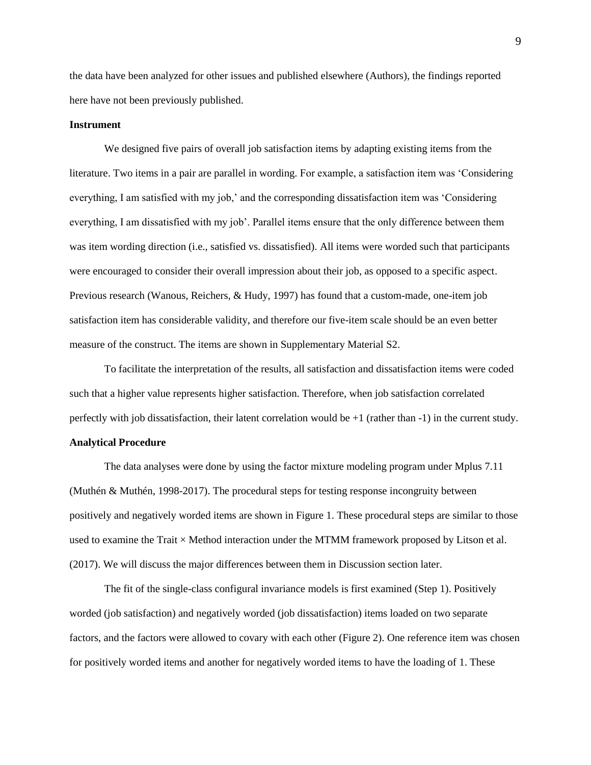the data have been analyzed for other issues and published elsewhere (Authors), the findings reported here have not been previously published.

**Instrument**

We designed five pairs of overall job satisfaction items by adapting existing items from the literature. Two items in a pair are parallel in wording. For example, a satisfaction item was 'Considering everything, I am satisfied with my job,' and the corresponding dissatisfaction item was 'Considering everything, I am dissatisfied with my job'. Parallel items ensure that the only difference between them was item wording direction (i.e., satisfied vs. dissatisfied). All items were worded such that participants were encouraged to consider their overall impression about their job, as opposed to a specific aspect. Previous research (Wanous, Reichers, & Hudy, 1997) has found that a custom-made, one-item job satisfaction item has considerable validity, and therefore our five-item scale should be an even better measure of the construct. The items are shown in Supplementary Material S2.

To facilitate the interpretation of the results, all satisfaction and dissatisfaction items were coded such that a higher value represents higher satisfaction. Therefore, when job satisfaction correlated perfectly with job dissatisfaction, their latent correlation would be +1 (rather than -1) in the current study.

**Analytical Procedure**

The data analyses were done by using the factor mixture modeling program under Mplus 7.11 (Muthén & Muthén, 1998-2017). The procedural steps for testing response incongruity between positively and negatively worded items are shown in Figure 1. These procedural steps are similar to those used to examine the Trait × Method interaction under the MTMM framework proposed by Litson et al. (2017). We will discuss the major differences between them in Discussion section later.

The fit of the single-class configural invariance models is first examined (Step 1). Positively worded (job satisfaction) and negatively worded (job dissatisfaction) items loaded on two separate factors, and the factors were allowed to covary with each other (Figure 2). One reference item was chosen for positively worded items and another for negatively worded items to have the loading of 1. These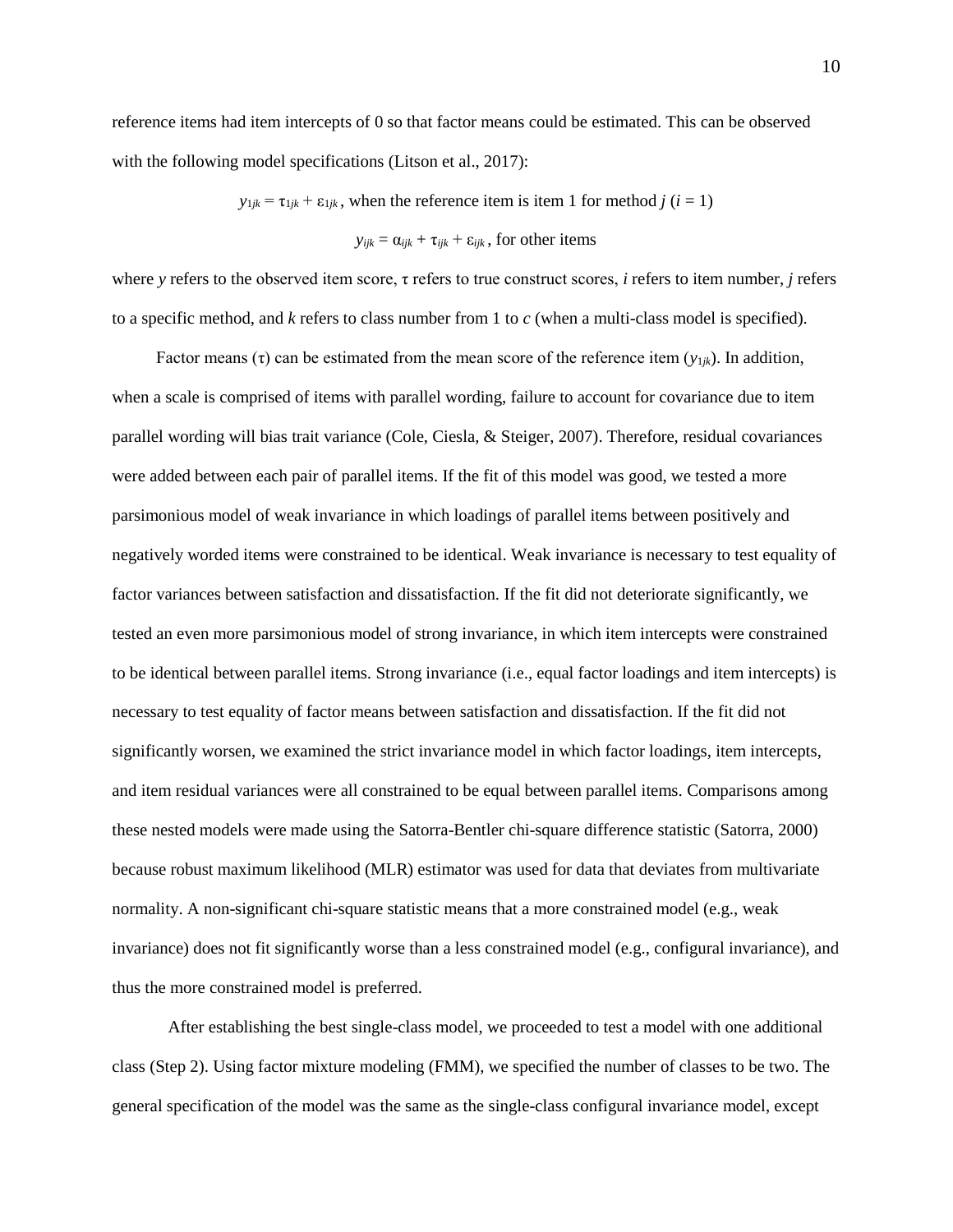reference items had item intercepts of 0 so that factor means could be estimated. This can be observed with the following model specifications (Litson et al., 2017):

$$y_{1jk} = \tau_{1jk} + \varepsilon_{1jk}\text{, when the reference item is item 1 for method } j\ (i = 1)$$

$$y_{ijk} = \alpha_{ijk} + \tau_{ijk} + \varepsilon_{ijk}\text{, for other items}$$

where $y$ refers to the observed item score, $\tau$ refers to true construct scores, $i$ refers to item number, $j$ refers to a specific method, and $k$ refers to class number from 1 to $c$ (when a multi-class model is specified).

Factor means ($\tau$) can be estimated from the mean score of the reference item ($y_{1jk}$). In addition, when a scale is comprised of items with parallel wording, failure to account for covariance due to item parallel wording will bias trait variance (Cole, Ciesla, & Steiger, 2007). Therefore, residual covariances were added between each pair of parallel items. If the fit of this model was good, we tested a more parsimonious model of weak invariance in which loadings of parallel items between positively and negatively worded items were constrained to be identical. Weak invariance is necessary to test equality of factor variances between satisfaction and dissatisfaction. If the fit did not deteriorate significantly, we tested an even more parsimonious model of strong invariance, in which item intercepts were constrained to be identical between parallel items. Strong invariance (i.e., equal factor loadings and item intercepts) is necessary to test equality of factor means between satisfaction and dissatisfaction. If the fit did not significantly worsen, we examined the strict invariance model in which factor loadings, item intercepts, and item residual variances were all constrained to be equal between parallel items. Comparisons among these nested models were made using the Satorra-Bentler chi-square difference statistic (Satorra, 2000) because robust maximum likelihood (MLR) estimator was used for data that deviates from multivariate normality. A non-significant chi-square statistic means that a more constrained model (e.g., weak invariance) does not fit significantly worse than a less constrained model (e.g., configural invariance), and thus the more constrained model is preferred.

After establishing the best single-class model, we proceeded to test a model with one additional class (Step 2). Using factor mixture modeling (FMM), we specified the number of classes to be two. The general specification of the model was the same as the single-class configural invariance model, except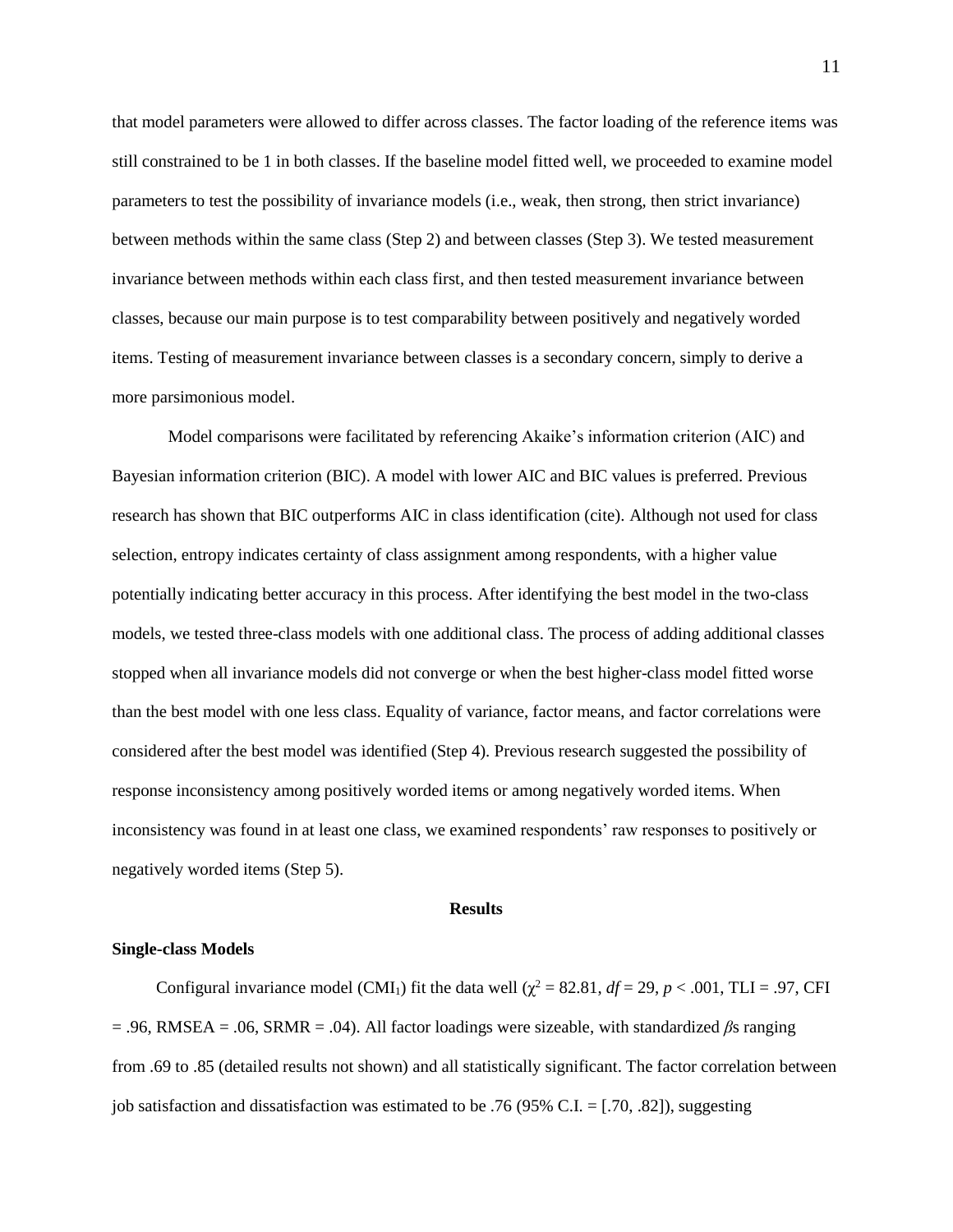that model parameters were allowed to differ across classes. The factor loading of the reference items was still constrained to be 1 in both classes. If the baseline model fitted well, we proceeded to examine model parameters to test the possibility of invariance models (i.e., weak, then strong, then strict invariance) between methods within the same class (Step 2) and between classes (Step 3). We tested measurement invariance between methods within each class first, and then tested measurement invariance between classes, because our main purpose is to test comparability between positively and negatively worded items. Testing of measurement invariance between classes is a secondary concern, simply to derive a more parsimonious model.

Model comparisons were facilitated by referencing Akaike's information criterion (AIC) and Bayesian information criterion (BIC). A model with lower AIC and BIC values is preferred. Previous research has shown that BIC outperforms AIC in class identification (cite). Although not used for class selection, entropy indicates certainty of class assignment among respondents, with a higher value potentially indicating better accuracy in this process. After identifying the best model in the two-class models, we tested three-class models with one additional class. The process of adding additional classes stopped when all invariance models did not converge or when the best higher-class model fitted worse than the best model with one less class. Equality of variance, factor means, and factor correlations were considered after the best model was identified (Step 4). Previous research suggested the possibility of response inconsistency among positively worded items or among negatively worded items. When inconsistency was found in at least one class, we examined respondents' raw responses to positively or negatively worded items (Step 5).

## Results

### Single-class Models

Configural invariance model ($CMI_1$) fit the data well ($\chi^2 = 82.81$, $df = 29$, $p < .001$, TLI = .97, CFI = .96, RMSEA = .06, SRMR = .04). All factor loadings were sizeable, with standardized $\beta$s ranging from .69 to .85 (detailed results not shown) and all statistically significant. The factor correlation between job satisfaction and dissatisfaction was estimated to be .76 (95% C.I. = [.70, .82]), suggesting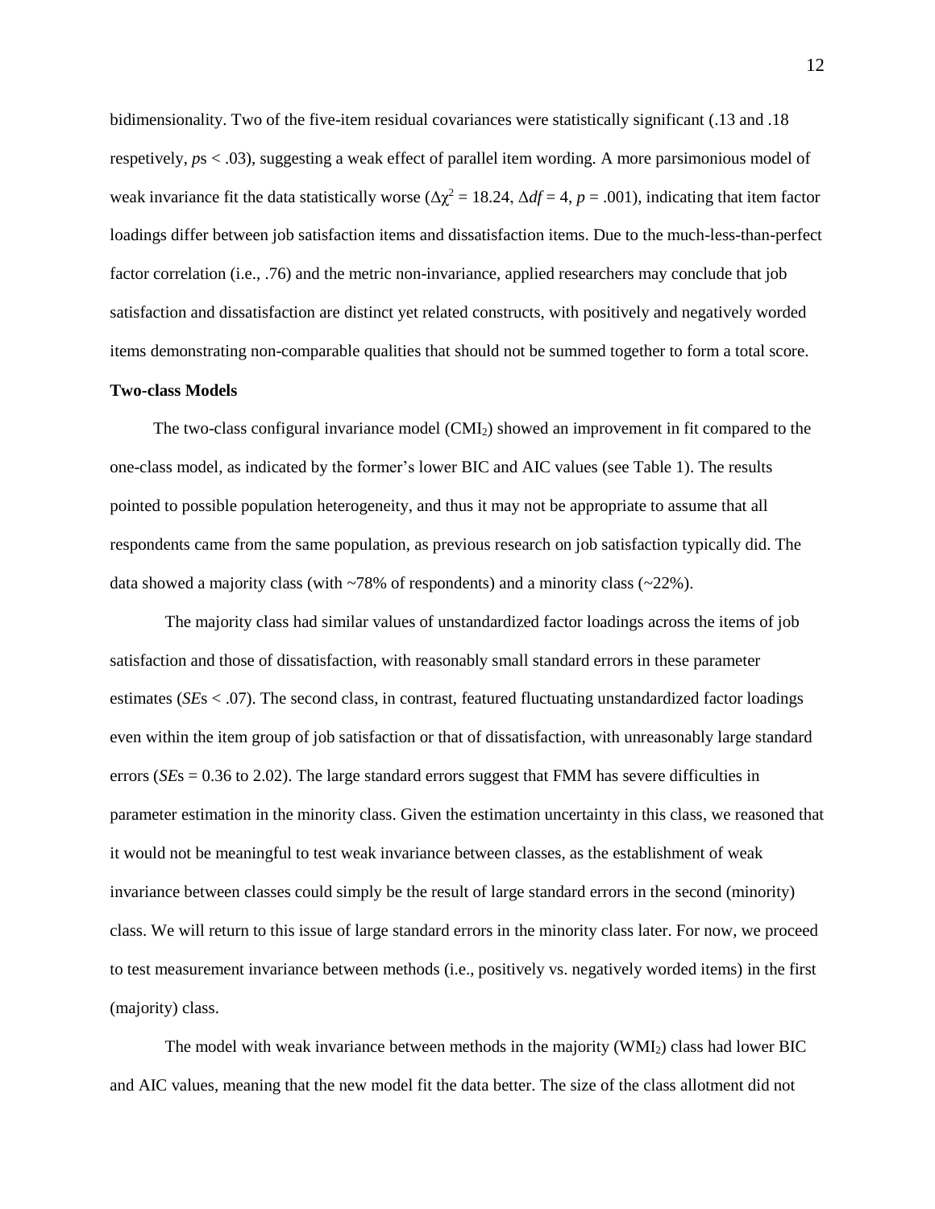bidimensionality. Two of the five-item residual covariances were statistically significant (.13 and .18 respetively, *p*s < .03), suggesting a weak effect of parallel item wording. A more parsimonious model of weak invariance fit the data statistically worse ($\Delta\chi^2 = 18.24$, $\Delta df = 4$, $p = .001$), indicating that item factor loadings differ between job satisfaction items and dissatisfaction items. Due to the much-less-than-perfect factor correlation (i.e., .76) and the metric non-invariance, applied researchers may conclude that job satisfaction and dissatisfaction are distinct yet related constructs, with positively and negatively worded items demonstrating non-comparable qualities that should not be summed together to form a total score.

**Two-class Models**

The two-class configural invariance model ($CMI_2$) showed an improvement in fit compared to the one-class model, as indicated by the former's lower BIC and AIC values (see Table 1). The results pointed to possible population heterogeneity, and thus it may not be appropriate to assume that all respondents came from the same population, as previous research on job satisfaction typically did. The data showed a majority class (with ~78% of respondents) and a minority class (~22%).

The majority class had similar values of unstandardized factor loadings across the items of job satisfaction and those of dissatisfaction, with reasonably small standard errors in these parameter estimates (*SE*s < .07). The second class, in contrast, featured fluctuating unstandardized factor loadings even within the item group of job satisfaction or that of dissatisfaction, with unreasonably large standard errors (*SE*s = 0.36 to 2.02). The large standard errors suggest that FMM has severe difficulties in parameter estimation in the minority class. Given the estimation uncertainty in this class, we reasoned that it would not be meaningful to test weak invariance between classes, as the establishment of weak invariance between classes could simply be the result of large standard errors in the second (minority) class. We will return to this issue of large standard errors in the minority class later. For now, we proceed to test measurement invariance between methods (i.e., positively vs. negatively worded items) in the first (majority) class.

The model with weak invariance between methods in the majority ($WMI_2$) class had lower BIC and AIC values, meaning that the new model fit the data better. The size of the class allotment did not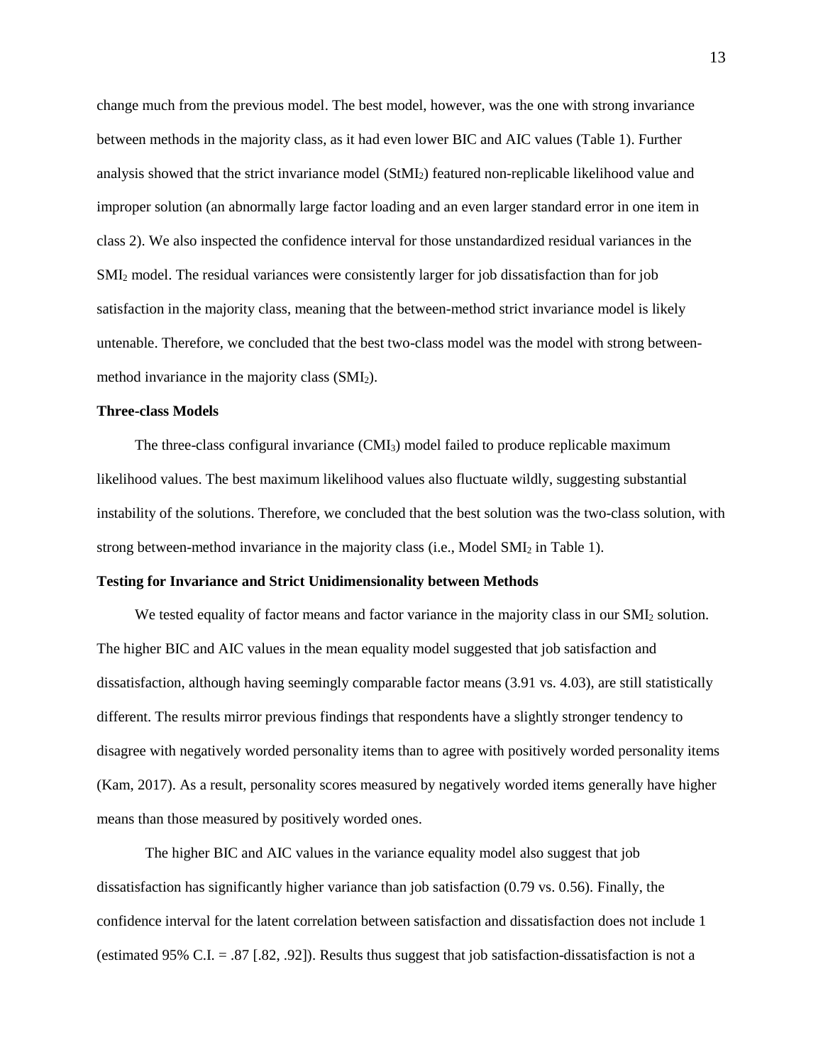change much from the previous model. The best model, however, was the one with strong invariance between methods in the majority class, as it had even lower BIC and AIC values (Table 1). Further analysis showed that the strict invariance model ($StMI_2$) featured non-replicable likelihood value and improper solution (an abnormally large factor loading and an even larger standard error in one item in class 2). We also inspected the confidence interval for those unstandardized residual variances in the $SMI_2$ model. The residual variances were consistently larger for job dissatisfaction than for job satisfaction in the majority class, meaning that the between-method strict invariance model is likely untenable. Therefore, we concluded that the best two-class model was the model with strong between-method invariance in the majority class ($SMI_2$).

### Three-class Models

The three-class configural invariance ($CMI_3$) model failed to produce replicable maximum likelihood values. The best maximum likelihood values also fluctuate wildly, suggesting substantial instability of the solutions. Therefore, we concluded that the best solution was the two-class solution, with strong between-method invariance in the majority class (i.e., Model $SMI_2$ in Table 1).

### Testing for Invariance and Strict Unidimensionality between Methods

We tested equality of factor means and factor variance in the majority class in our $SMI_2$ solution. The higher BIC and AIC values in the mean equality model suggested that job satisfaction and dissatisfaction, although having seemingly comparable factor means (3.91 vs. 4.03), are still statistically different. The results mirror previous findings that respondents have a slightly stronger tendency to disagree with negatively worded personality items than to agree with positively worded personality items (Kam, 2017). As a result, personality scores measured by negatively worded items generally have higher means than those measured by positively worded ones.

The higher BIC and AIC values in the variance equality model also suggest that job dissatisfaction has significantly higher variance than job satisfaction (0.79 vs. 0.56). Finally, the confidence interval for the latent correlation between satisfaction and dissatisfaction does not include 1 (estimated 95% C.I. = .87 [.82, .92]). Results thus suggest that job satisfaction-dissatisfaction is not a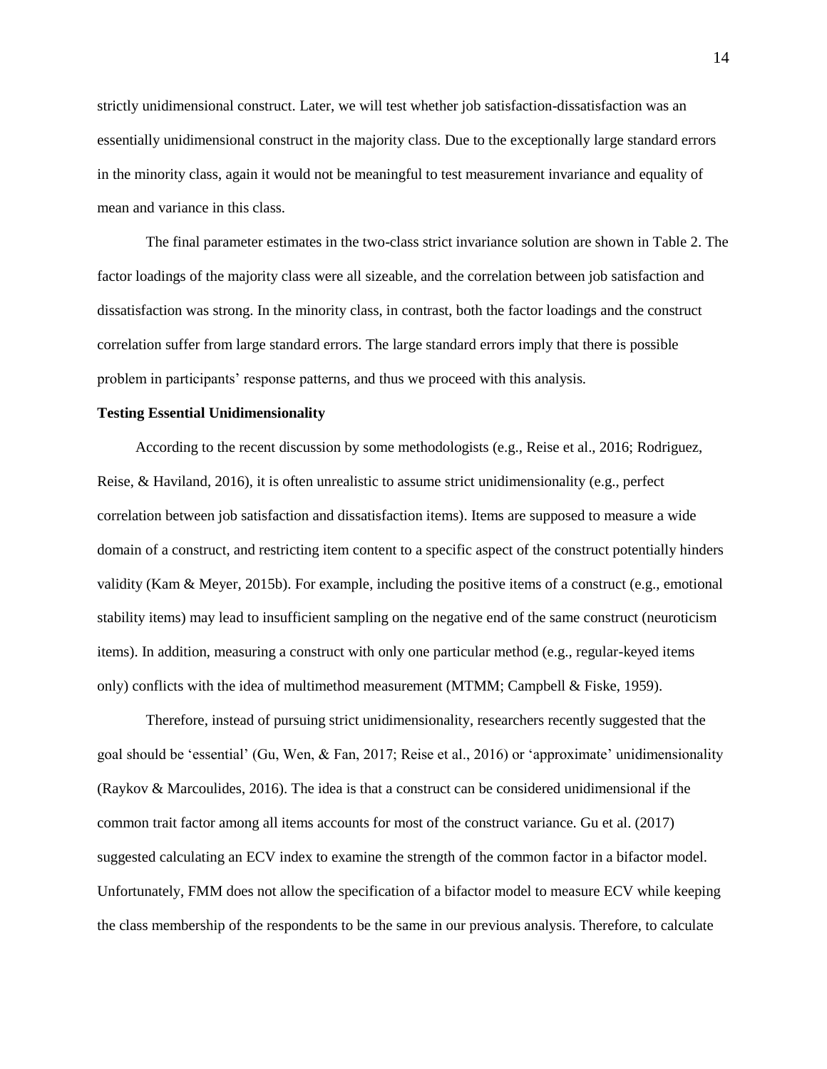strictly unidimensional construct. Later, we will test whether job satisfaction-dissatisfaction was an essentially unidimensional construct in the majority class. Due to the exceptionally large standard errors in the minority class, again it would not be meaningful to test measurement invariance and equality of mean and variance in this class.

The final parameter estimates in the two-class strict invariance solution are shown in Table 2. The factor loadings of the majority class were all sizeable, and the correlation between job satisfaction and dissatisfaction was strong. In the minority class, in contrast, both the factor loadings and the construct correlation suffer from large standard errors. The large standard errors imply that there is possible problem in participants' response patterns, and thus we proceed with this analysis.

**Testing Essential Unidimensionality**

According to the recent discussion by some methodologists (e.g., Reise et al., 2016; Rodriguez, Reise, & Haviland, 2016), it is often unrealistic to assume strict unidimensionality (e.g., perfect correlation between job satisfaction and dissatisfaction items). Items are supposed to measure a wide domain of a construct, and restricting item content to a specific aspect of the construct potentially hinders validity (Kam & Meyer, 2015b). For example, including the positive items of a construct (e.g., emotional stability items) may lead to insufficient sampling on the negative end of the same construct (neuroticism items). In addition, measuring a construct with only one particular method (e.g., regular-keyed items only) conflicts with the idea of multimethod measurement (MTMM; Campbell & Fiske, 1959).

Therefore, instead of pursuing strict unidimensionality, researchers recently suggested that the goal should be 'essential' (Gu, Wen, & Fan, 2017; Reise et al., 2016) or 'approximate' unidimensionality (Raykov & Marcoulides, 2016). The idea is that a construct can be considered unidimensional if the common trait factor among all items accounts for most of the construct variance. Gu et al. (2017) suggested calculating an ECV index to examine the strength of the common factor in a bifactor model. Unfortunately, FMM does not allow the specification of a bifactor model to measure ECV while keeping the class membership of the respondents to be the same in our previous analysis. Therefore, to calculate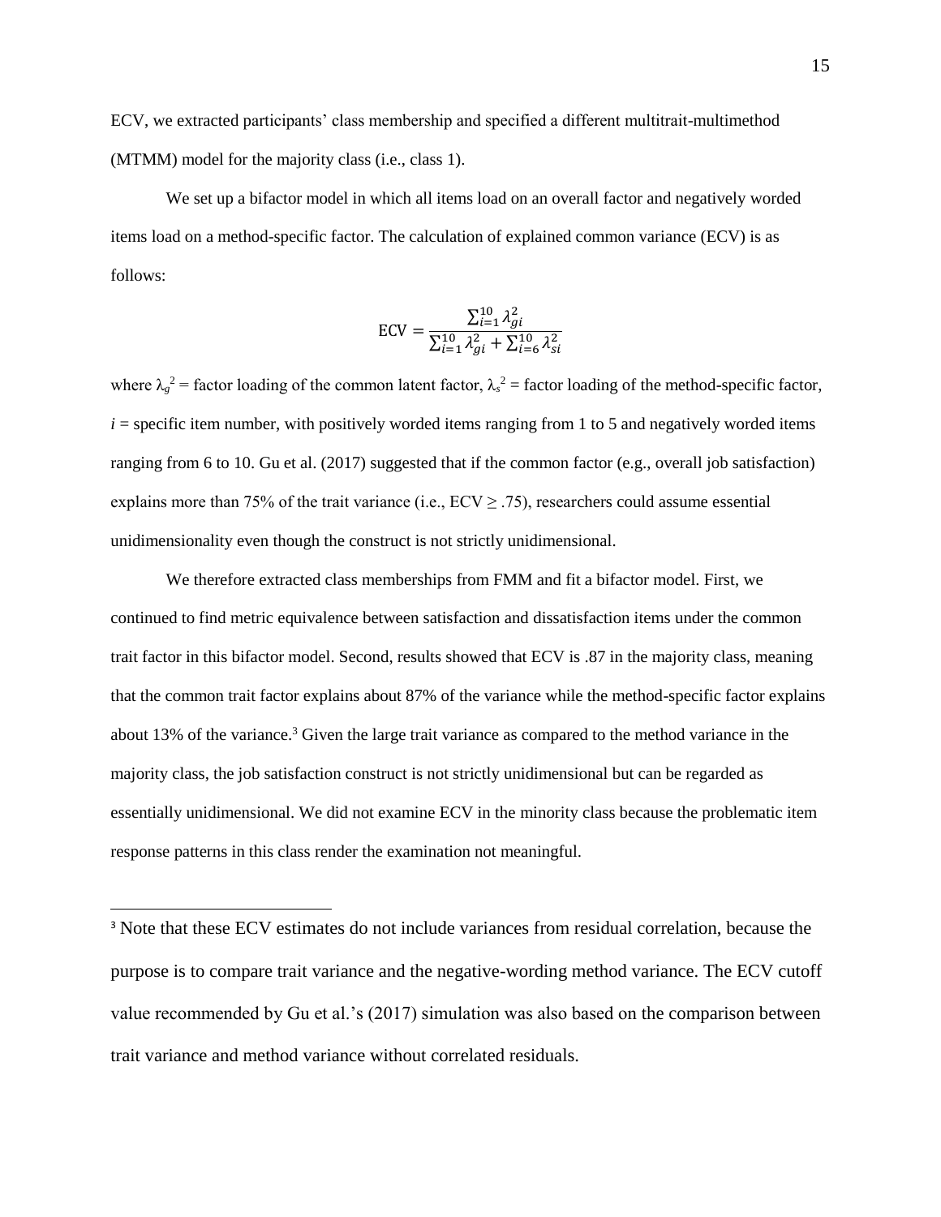ECV, we extracted participants' class membership and specified a different multitrait-multimethod (MTMM) model for the majority class (i.e., class 1).

We set up a bifactor model in which all items load on an overall factor and negatively worded items load on a method-specific factor. The calculation of explained common variance (ECV) is as follows:

$$\text{ECV} = \frac{\sum_{i=1}^{10} \lambda_{gi}^2}{\sum_{i=1}^{10} \lambda_{gi}^2 + \sum_{i=6}^{10} \lambda_{si}^2}$$

where $\lambda_g^2$ = factor loading of the common latent factor, $\lambda_s^2$ = factor loading of the method-specific factor, $i$ = specific item number, with positively worded items ranging from 1 to 5 and negatively worded items ranging from 6 to 10. Gu et al. (2017) suggested that if the common factor (e.g., overall job satisfaction) explains more than 75% of the trait variance (i.e., ECV $\geq$ .75), researchers could assume essential unidimensionality even though the construct is not strictly unidimensional.

We therefore extracted class memberships from FMM and fit a bifactor model. First, we continued to find metric equivalence between satisfaction and dissatisfaction items under the common trait factor in this bifactor model. Second, results showed that ECV is .87 in the majority class, meaning that the common trait factor explains about 87% of the variance while the method-specific factor explains about 13% of the variance.[3] Given the large trait variance as compared to the method variance in the majority class, the job satisfaction construct is not strictly unidimensional but can be regarded as essentially unidimensional. We did not examine ECV in the minority class because the problematic item response patterns in this class render the examination not meaningful.

---

[3] Note that these ECV estimates do not include variances from residual correlation, because the purpose is to compare trait variance and the negative-wording method variance. The ECV cutoff value recommended by Gu et al.'s (2017) simulation was also based on the comparison between trait variance and method variance without correlated residuals.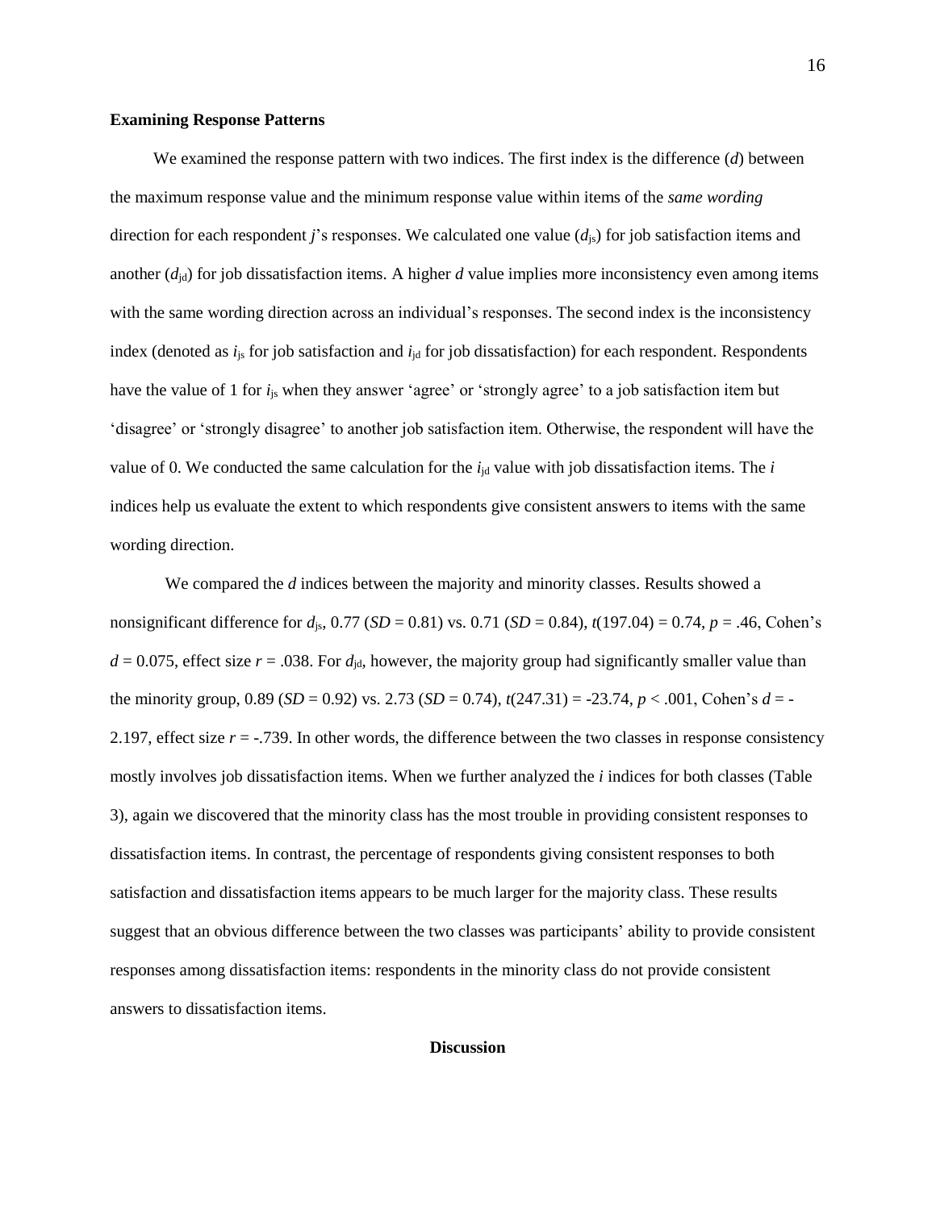### Examining Response Patterns

We examined the response pattern with two indices. The first index is the difference (*d*) between the maximum response value and the minimum response value within items of the *same wording* direction for each respondent *j*'s responses. We calculated one value ($d_{js}$) for job satisfaction items and another ($d_{jd}$) for job dissatisfaction items. A higher *d* value implies more inconsistency even among items with the same wording direction across an individual's responses. The second index is the inconsistency index (denoted as $i_{js}$ for job satisfaction and $i_{jd}$ for job dissatisfaction) for each respondent. Respondents have the value of 1 for $i_{js}$ when they answer 'agree' or 'strongly agree' to a job satisfaction item but 'disagree' or 'strongly disagree' to another job satisfaction item. Otherwise, the respondent will have the value of 0. We conducted the same calculation for the $i_{jd}$ value with job dissatisfaction items. The *i* indices help us evaluate the extent to which respondents give consistent answers to items with the same wording direction.

We compared the *d* indices between the majority and minority classes. Results showed a nonsignificant difference for $d_{js}$, 0.77 ($SD$ = 0.81) vs. 0.71 ($SD$ = 0.84), $t(197.04) = 0.74$, $p = .46$, Cohen's $d = 0.075$, effect size $r = .038$. For $d_{jd}$, however, the majority group had significantly smaller value than the minority group, 0.89 ($SD$ = 0.92) vs. 2.73 ($SD$ = 0.74), $t(247.31) = -23.74$, $p < .001$, Cohen's $d = -2.197$, effect size $r = -.739$. In other words, the difference between the two classes in response consistency mostly involves job dissatisfaction items. When we further analyzed the *i* indices for both classes (Table 3), again we discovered that the minority class has the most trouble in providing consistent responses to dissatisfaction items. In contrast, the percentage of respondents giving consistent responses to both satisfaction and dissatisfaction items appears to be much larger for the majority class. These results suggest that an obvious difference between the two classes was participants' ability to provide consistent responses among dissatisfaction items: respondents in the minority class do not provide consistent answers to dissatisfaction items.

## Discussion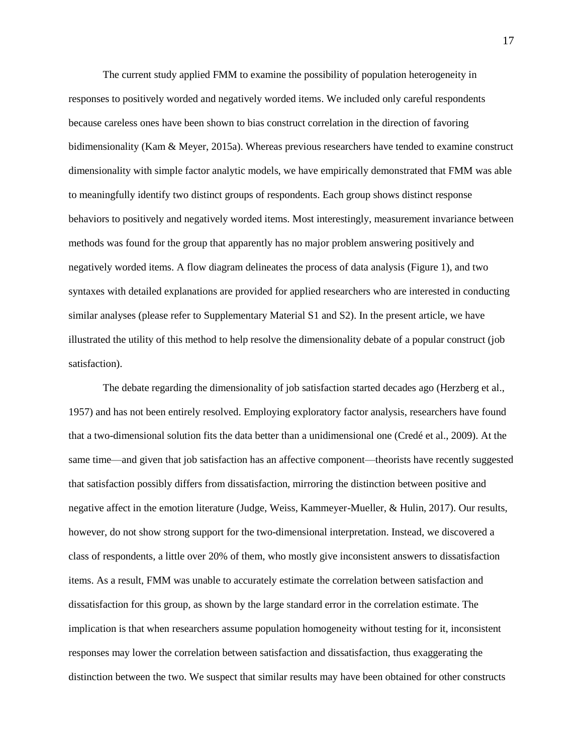The current study applied FMM to examine the possibility of population heterogeneity in responses to positively worded and negatively worded items. We included only careful respondents because careless ones have been shown to bias construct correlation in the direction of favoring bidimensionality (Kam & Meyer, 2015a). Whereas previous researchers have tended to examine construct dimensionality with simple factor analytic models, we have empirically demonstrated that FMM was able to meaningfully identify two distinct groups of respondents. Each group shows distinct response behaviors to positively and negatively worded items. Most interestingly, measurement invariance between methods was found for the group that apparently has no major problem answering positively and negatively worded items. A flow diagram delineates the process of data analysis (Figure 1), and two syntaxes with detailed explanations are provided for applied researchers who are interested in conducting similar analyses (please refer to Supplementary Material S1 and S2). In the present article, we have illustrated the utility of this method to help resolve the dimensionality debate of a popular construct (job satisfaction).

The debate regarding the dimensionality of job satisfaction started decades ago (Herzberg et al., 1957) and has not been entirely resolved. Employing exploratory factor analysis, researchers have found that a two-dimensional solution fits the data better than a unidimensional one (Credé et al., 2009). At the same time—and given that job satisfaction has an affective component—theorists have recently suggested that satisfaction possibly differs from dissatisfaction, mirroring the distinction between positive and negative affect in the emotion literature (Judge, Weiss, Kammeyer-Mueller, & Hulin, 2017). Our results, however, do not show strong support for the two-dimensional interpretation. Instead, we discovered a class of respondents, a little over 20% of them, who mostly give inconsistent answers to dissatisfaction items. As a result, FMM was unable to accurately estimate the correlation between satisfaction and dissatisfaction for this group, as shown by the large standard error in the correlation estimate. The implication is that when researchers assume population homogeneity without testing for it, inconsistent responses may lower the correlation between satisfaction and dissatisfaction, thus exaggerating the distinction between the two. We suspect that similar results may have been obtained for other constructs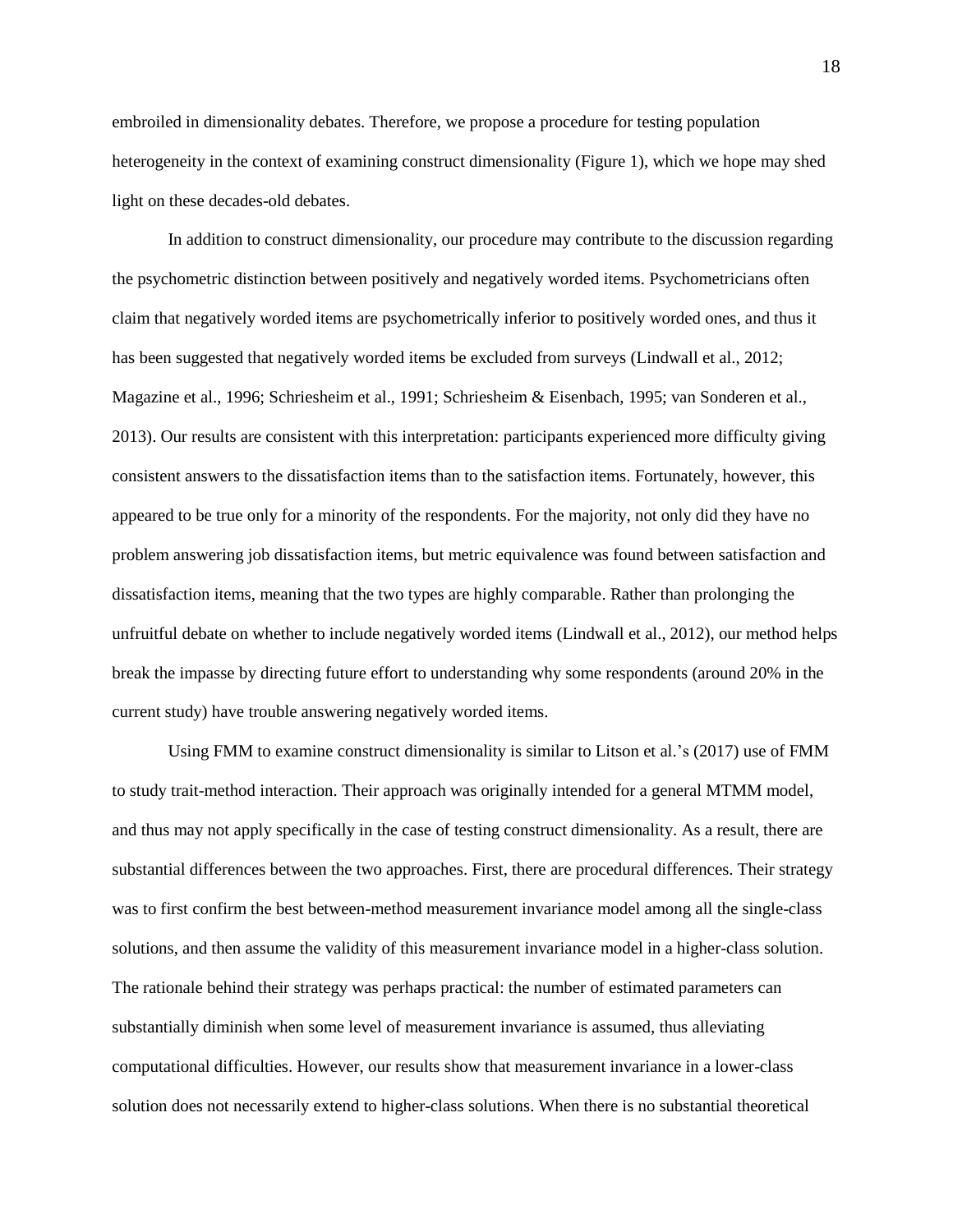embroiled in dimensionality debates. Therefore, we propose a procedure for testing population heterogeneity in the context of examining construct dimensionality (Figure 1), which we hope may shed light on these decades-old debates.

In addition to construct dimensionality, our procedure may contribute to the discussion regarding the psychometric distinction between positively and negatively worded items. Psychometricians often claim that negatively worded items are psychometrically inferior to positively worded ones, and thus it has been suggested that negatively worded items be excluded from surveys (Lindwall et al., 2012; Magazine et al., 1996; Schriesheim et al., 1991; Schriesheim & Eisenbach, 1995; van Sonderen et al., 2013). Our results are consistent with this interpretation: participants experienced more difficulty giving consistent answers to the dissatisfaction items than to the satisfaction items. Fortunately, however, this appeared to be true only for a minority of the respondents. For the majority, not only did they have no problem answering job dissatisfaction items, but metric equivalence was found between satisfaction and dissatisfaction items, meaning that the two types are highly comparable. Rather than prolonging the unfruitful debate on whether to include negatively worded items (Lindwall et al., 2012), our method helps break the impasse by directing future effort to understanding why some respondents (around 20% in the current study) have trouble answering negatively worded items.

Using FMM to examine construct dimensionality is similar to Litson et al.'s (2017) use of FMM to study trait-method interaction. Their approach was originally intended for a general MTMM model, and thus may not apply specifically in the case of testing construct dimensionality. As a result, there are substantial differences between the two approaches. First, there are procedural differences. Their strategy was to first confirm the best between-method measurement invariance model among all the single-class solutions, and then assume the validity of this measurement invariance model in a higher-class solution. The rationale behind their strategy was perhaps practical: the number of estimated parameters can substantially diminish when some level of measurement invariance is assumed, thus alleviating computational difficulties. However, our results show that measurement invariance in a lower-class solution does not necessarily extend to higher-class solutions. When there is no substantial theoretical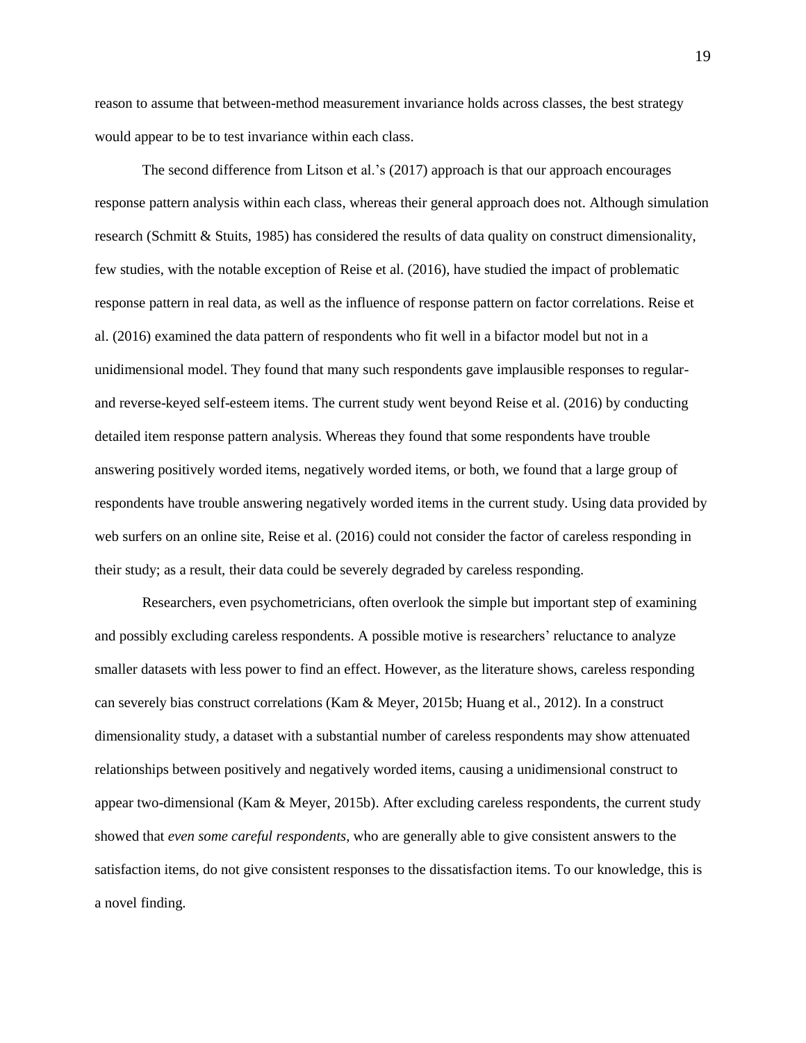reason to assume that between-method measurement invariance holds across classes, the best strategy would appear to be to test invariance within each class.

The second difference from Litson et al.'s (2017) approach is that our approach encourages response pattern analysis within each class, whereas their general approach does not. Although simulation research (Schmitt & Stuits, 1985) has considered the results of data quality on construct dimensionality, few studies, with the notable exception of Reise et al. (2016), have studied the impact of problematic response pattern in real data, as well as the influence of response pattern on factor correlations. Reise et al. (2016) examined the data pattern of respondents who fit well in a bifactor model but not in a unidimensional model. They found that many such respondents gave implausible responses to regular- and reverse-keyed self-esteem items. The current study went beyond Reise et al. (2016) by conducting detailed item response pattern analysis. Whereas they found that some respondents have trouble answering positively worded items, negatively worded items, or both, we found that a large group of respondents have trouble answering negatively worded items in the current study. Using data provided by web surfers on an online site, Reise et al. (2016) could not consider the factor of careless responding in their study; as a result, their data could be severely degraded by careless responding.

Researchers, even psychometricians, often overlook the simple but important step of examining and possibly excluding careless respondents. A possible motive is researchers' reluctance to analyze smaller datasets with less power to find an effect. However, as the literature shows, careless responding can severely bias construct correlations (Kam & Meyer, 2015b; Huang et al., 2012). In a construct dimensionality study, a dataset with a substantial number of careless respondents may show attenuated relationships between positively and negatively worded items, causing a unidimensional construct to appear two-dimensional (Kam & Meyer, 2015b). After excluding careless respondents, the current study showed that *even some careful respondents*, who are generally able to give consistent answers to the satisfaction items, do not give consistent responses to the dissatisfaction items. To our knowledge, this is a novel finding.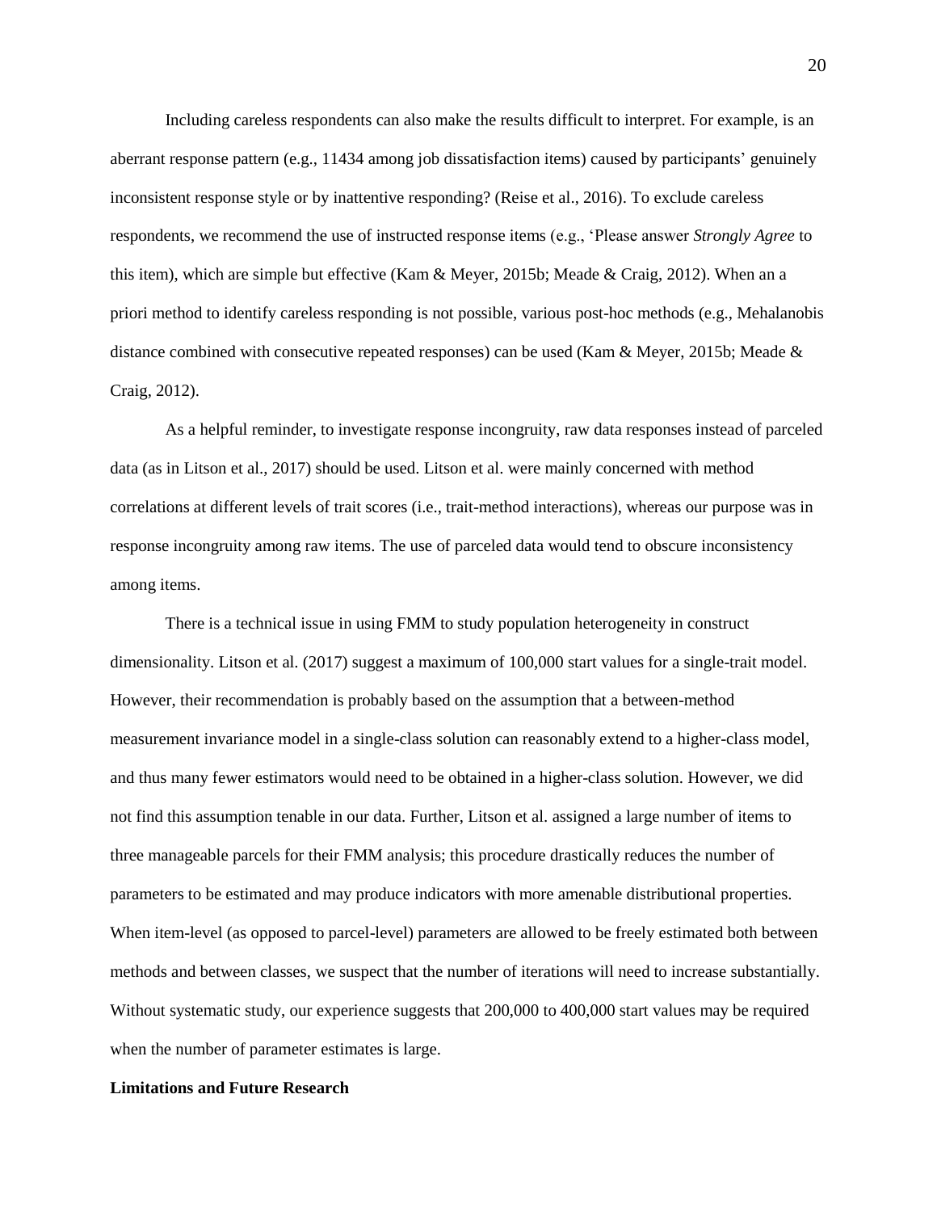Including careless respondents can also make the results difficult to interpret. For example, is an aberrant response pattern (e.g., 11434 among job dissatisfaction items) caused by participants' genuinely inconsistent response style or by inattentive responding? (Reise et al., 2016). To exclude careless respondents, we recommend the use of instructed response items (e.g., 'Please answer *Strongly Agree* to this item), which are simple but effective (Kam & Meyer, 2015b; Meade & Craig, 2012). When an a priori method to identify careless responding is not possible, various post-hoc methods (e.g., Mehalanobis distance combined with consecutive repeated responses) can be used (Kam & Meyer, 2015b; Meade & Craig, 2012).

As a helpful reminder, to investigate response incongruity, raw data responses instead of parceled data (as in Litson et al., 2017) should be used. Litson et al. were mainly concerned with method correlations at different levels of trait scores (i.e., trait-method interactions), whereas our purpose was in response incongruity among raw items. The use of parceled data would tend to obscure inconsistency among items.

There is a technical issue in using FMM to study population heterogeneity in construct dimensionality. Litson et al. (2017) suggest a maximum of 100,000 start values for a single-trait model. However, their recommendation is probably based on the assumption that a between-method measurement invariance model in a single-class solution can reasonably extend to a higher-class model, and thus many fewer estimators would need to be obtained in a higher-class solution. However, we did not find this assumption tenable in our data. Further, Litson et al. assigned a large number of items to three manageable parcels for their FMM analysis; this procedure drastically reduces the number of parameters to be estimated and may produce indicators with more amenable distributional properties. When item-level (as opposed to parcel-level) parameters are allowed to be freely estimated both between methods and between classes, we suspect that the number of iterations will need to increase substantially. Without systematic study, our experience suggests that 200,000 to 400,000 start values may be required when the number of parameter estimates is large.

**Limitations and Future Research**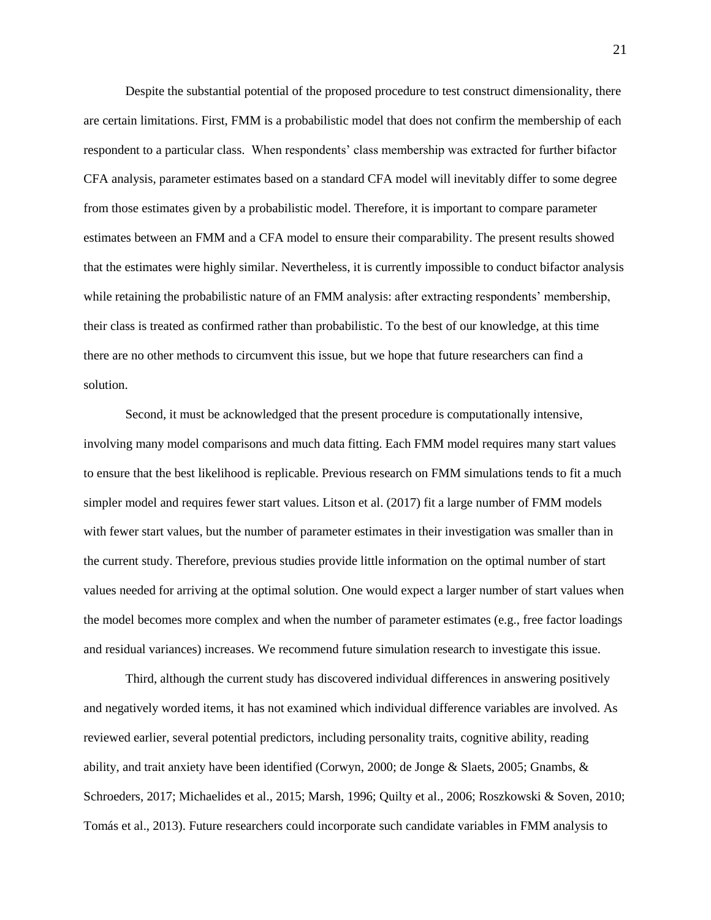Despite the substantial potential of the proposed procedure to test construct dimensionality, there are certain limitations. First, FMM is a probabilistic model that does not confirm the membership of each respondent to a particular class. When respondents' class membership was extracted for further bifactor CFA analysis, parameter estimates based on a standard CFA model will inevitably differ to some degree from those estimates given by a probabilistic model. Therefore, it is important to compare parameter estimates between an FMM and a CFA model to ensure their comparability. The present results showed that the estimates were highly similar. Nevertheless, it is currently impossible to conduct bifactor analysis while retaining the probabilistic nature of an FMM analysis: after extracting respondents' membership, their class is treated as confirmed rather than probabilistic. To the best of our knowledge, at this time there are no other methods to circumvent this issue, but we hope that future researchers can find a solution.

Second, it must be acknowledged that the present procedure is computationally intensive, involving many model comparisons and much data fitting. Each FMM model requires many start values to ensure that the best likelihood is replicable. Previous research on FMM simulations tends to fit a much simpler model and requires fewer start values. Litson et al. (2017) fit a large number of FMM models with fewer start values, but the number of parameter estimates in their investigation was smaller than in the current study. Therefore, previous studies provide little information on the optimal number of start values needed for arriving at the optimal solution. One would expect a larger number of start values when the model becomes more complex and when the number of parameter estimates (e.g., free factor loadings and residual variances) increases. We recommend future simulation research to investigate this issue.

Third, although the current study has discovered individual differences in answering positively and negatively worded items, it has not examined which individual difference variables are involved. As reviewed earlier, several potential predictors, including personality traits, cognitive ability, reading ability, and trait anxiety have been identified (Corwyn, 2000; de Jonge & Slaets, 2005; Gnambs, & Schroeders, 2017; Michaelides et al., 2015; Marsh, 1996; Quilty et al., 2006; Roszkowski & Soven, 2010; Tomás et al., 2013). Future researchers could incorporate such candidate variables in FMM analysis to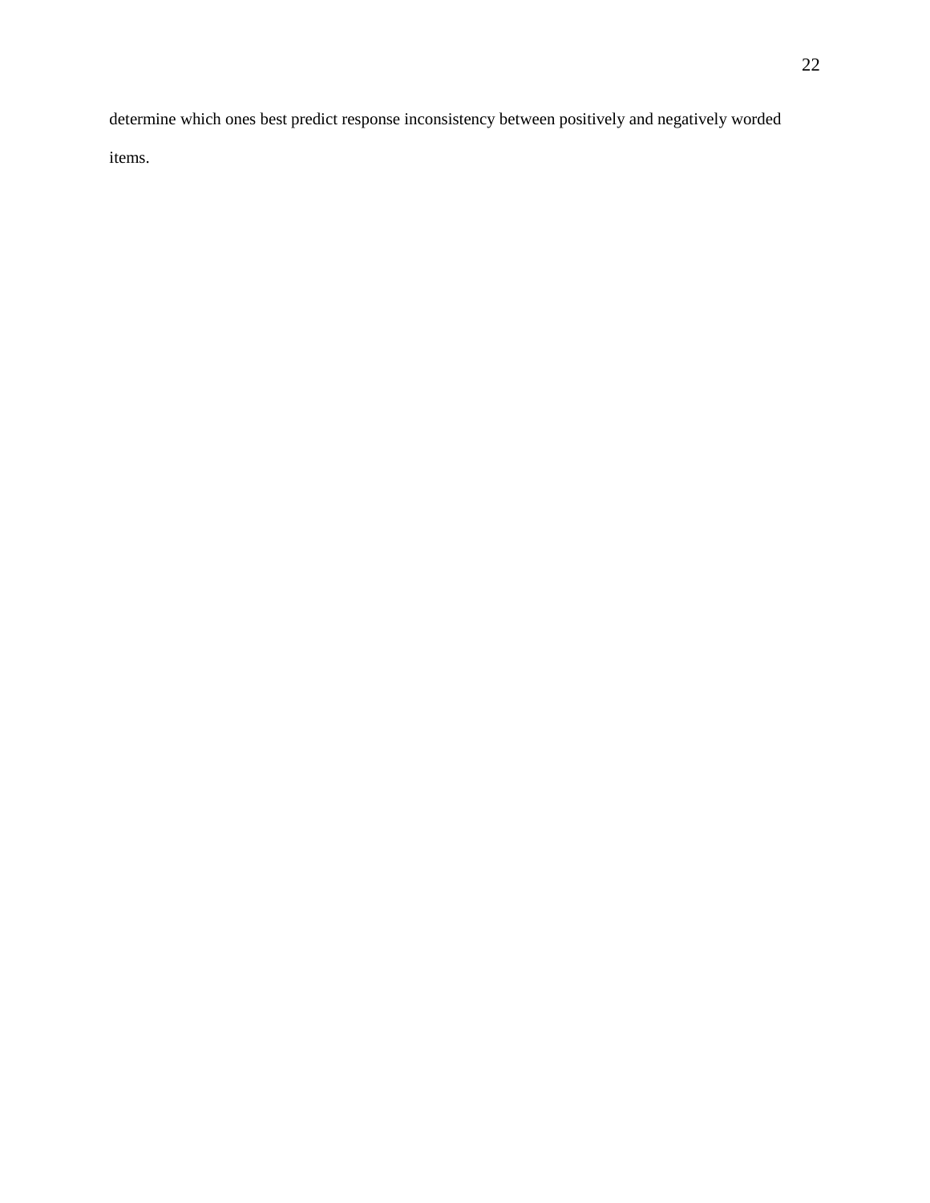determine which ones best predict response inconsistency between positively and negatively worded items.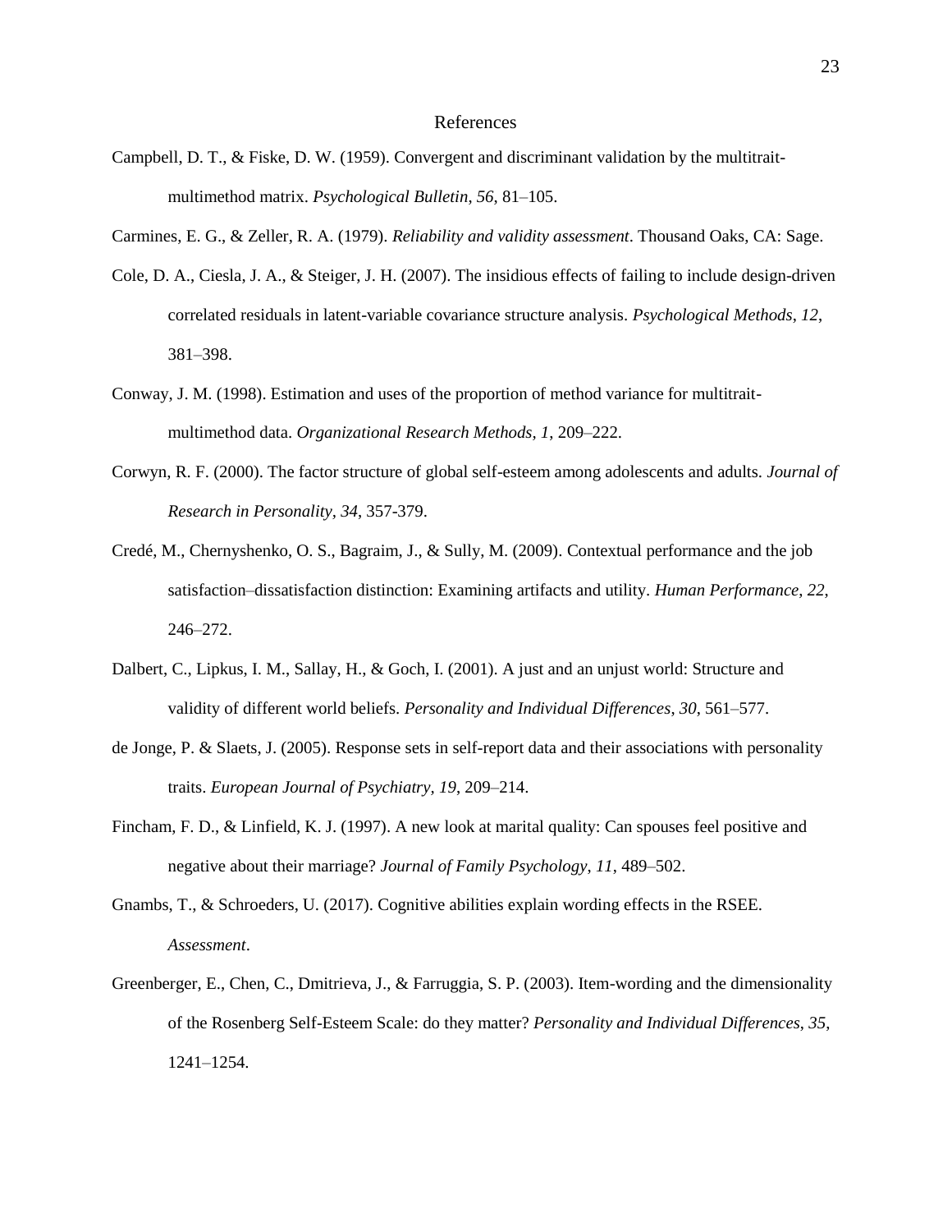# References

Campbell, D. T., & Fiske, D. W. (1959). Convergent and discriminant validation by the multitrait-multimethod matrix. *Psychological Bulletin*, *56*, 81–105.

Carmines, E. G., & Zeller, R. A. (1979). *Reliability and validity assessment*. Thousand Oaks, CA: Sage.

Cole, D. A., Ciesla, J. A., & Steiger, J. H. (2007). The insidious effects of failing to include design-driven correlated residuals in latent-variable covariance structure analysis. *Psychological Methods*, *12*, 381–398.

Conway, J. M. (1998). Estimation and uses of the proportion of method variance for multitrait-multimethod data. *Organizational Research Methods, 1*, 209–222.

Corwyn, R. F. (2000). The factor structure of global self-esteem among adolescents and adults. *Journal of Research in Personality*, *34*, 357-379.

Credé, M., Chernyshenko, O. S., Bagraim, J., & Sully, M. (2009). Contextual performance and the job satisfaction–dissatisfaction distinction: Examining artifacts and utility. *Human Performance, 22*, 246–272.

Dalbert, C., Lipkus, I. M., Sallay, H., & Goch, I. (2001). A just and an unjust world: Structure and validity of different world beliefs. *Personality and Individual Differences*, *30*, 561–577.

de Jonge, P. & Slaets, J. (2005). Response sets in self-report data and their associations with personality traits. *European Journal of Psychiatry, 19*, 209–214.

Fincham, F. D., & Linfield, K. J. (1997). A new look at marital quality: Can spouses feel positive and negative about their marriage? *Journal of Family Psychology*, *11*, 489–502.

Gnambs, T., & Schroeders, U. (2017). Cognitive abilities explain wording effects in the RSEE. *Assessment*.

Greenberger, E., Chen, C., Dmitrieva, J., & Farruggia, S. P. (2003). Item-wording and the dimensionality of the Rosenberg Self-Esteem Scale: do they matter? *Personality and Individual Differences*, *35*, 1241–1254.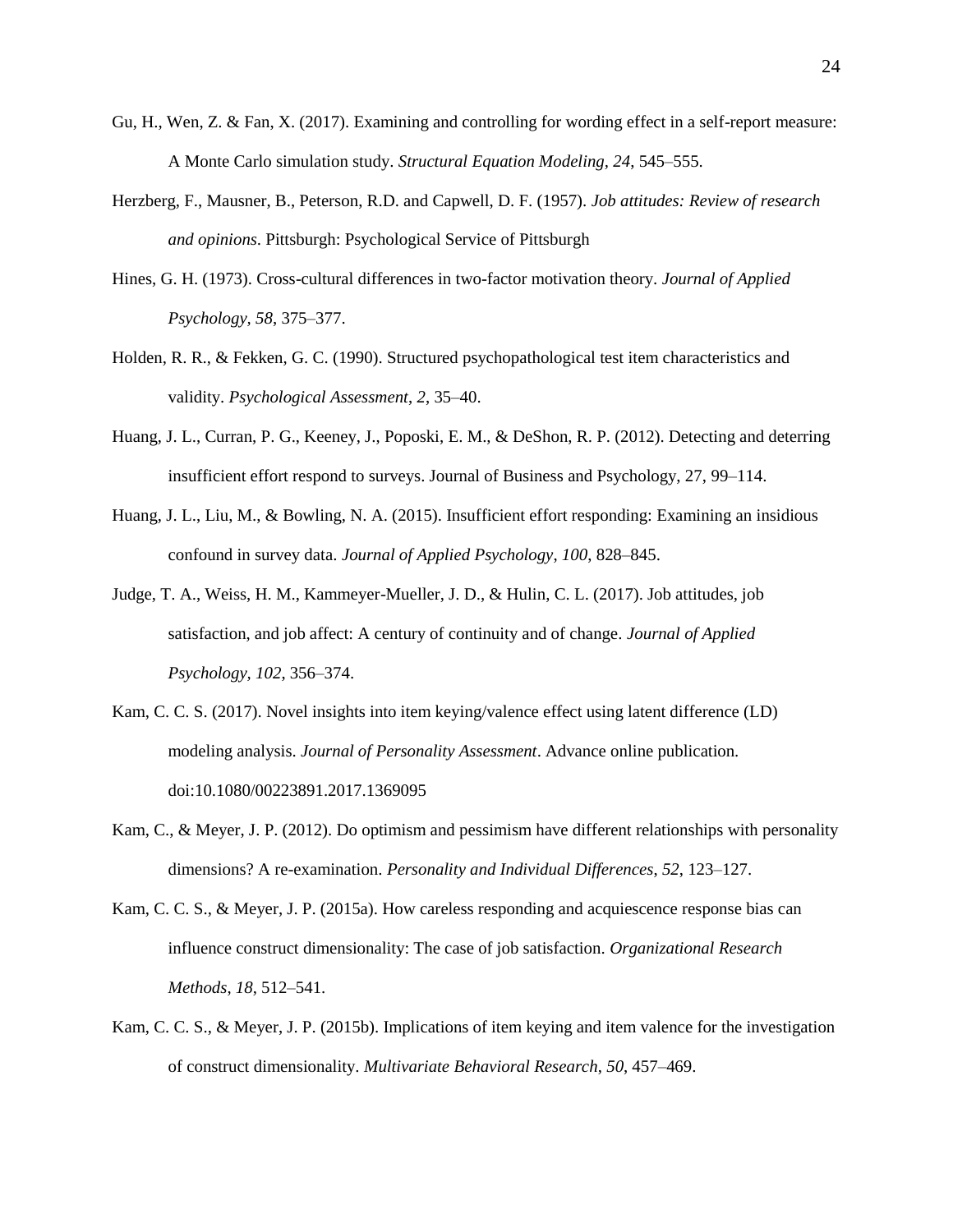Gu, H., Wen, Z. & Fan, X. (2017). Examining and controlling for wording effect in a self-report measure: A Monte Carlo simulation study. *Structural Equation Modeling, 24*, 545–555.

Herzberg, F., Mausner, B., Peterson, R.D. and Capwell, D. F. (1957). *Job attitudes: Review of research and opinions*. Pittsburgh: Psychological Service of Pittsburgh

Hines, G. H. (1973). Cross-cultural differences in two-factor motivation theory. *Journal of Applied Psychology, 58*, 375–377.

Holden, R. R., & Fekken, G. C. (1990). Structured psychopathological test item characteristics and validity. *Psychological Assessment*, *2*, 35–40.

Huang, J. L., Curran, P. G., Keeney, J., Poposki, E. M., & DeShon, R. P. (2012). Detecting and deterring insufficient effort respond to surveys. Journal of Business and Psychology, 27, 99–114.

Huang, J. L., Liu, M., & Bowling, N. A. (2015). Insufficient effort responding: Examining an insidious confound in survey data. *Journal of Applied Psychology*, *100*, 828–845.

Judge, T. A., Weiss, H. M., Kammeyer-Mueller, J. D., & Hulin, C. L. (2017). Job attitudes, job satisfaction, and job affect: A century of continuity and of change. *Journal of Applied Psychology, 102,* 356–374.

Kam, C. C. S. (2017). Novel insights into item keying/valence effect using latent difference (LD) modeling analysis. *Journal of Personality Assessment*. Advance online publication. doi:10.1080/00223891.2017.1369095

Kam, C., & Meyer, J. P. (2012). Do optimism and pessimism have different relationships with personality dimensions? A re-examination. *Personality and Individual Differences*, *52*, 123–127.

Kam, C. C. S., & Meyer, J. P. (2015a). How careless responding and acquiescence response bias can influence construct dimensionality: The case of job satisfaction. *Organizational Research Methods*, *18*, 512–541.

Kam, C. C. S., & Meyer, J. P. (2015b). Implications of item keying and item valence for the investigation of construct dimensionality. *Multivariate Behavioral Research*, *50*, 457–469.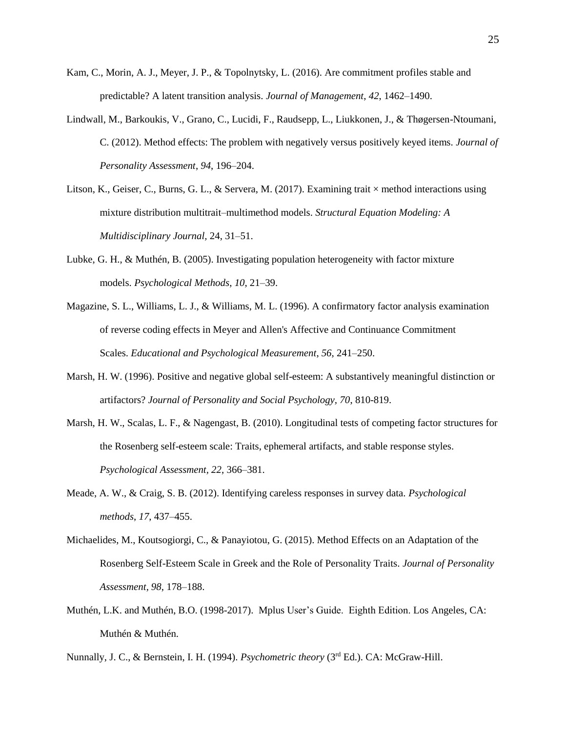Kam, C., Morin, A. J., Meyer, J. P., & Topolnytsky, L. (2016). Are commitment profiles stable and predictable? A latent transition analysis. *Journal of Management*, *42*, 1462–1490.

Lindwall, M., Barkoukis, V., Grano, C., Lucidi, F., Raudsepp, L., Liukkonen, J., & Thøgersen-Ntoumani, C. (2012). Method effects: The problem with negatively versus positively keyed items. *Journal of Personality Assessment*, *94*, 196–204.

Litson, K., Geiser, C., Burns, G. L., & Servera, M. (2017). Examining trait × method interactions using mixture distribution multitrait–multimethod models. *Structural Equation Modeling: A Multidisciplinary Journal*, 24, 31–51.

Lubke, G. H., & Muthén, B. (2005). Investigating population heterogeneity with factor mixture models. *Psychological Methods*, *10*, 21–39.

Magazine, S. L., Williams, L. J., & Williams, M. L. (1996). A confirmatory factor analysis examination of reverse coding effects in Meyer and Allen's Affective and Continuance Commitment Scales. *Educational and Psychological Measurement*, *56*, 241–250.

Marsh, H. W. (1996). Positive and negative global self-esteem: A substantively meaningful distinction or artifactors? *Journal of Personality and Social Psychology*, *70*, 810-819.

Marsh, H. W., Scalas, L. F., & Nagengast, B. (2010). Longitudinal tests of competing factor structures for the Rosenberg self-esteem scale: Traits, ephemeral artifacts, and stable response styles. *Psychological Assessment*, *22*, 366–381.

Meade, A. W., & Craig, S. B. (2012). Identifying careless responses in survey data. *Psychological methods*, *17*, 437–455.

Michaelides, M., Koutsogiorgi, C., & Panayiotou, G. (2015). Method Effects on an Adaptation of the Rosenberg Self-Esteem Scale in Greek and the Role of Personality Traits. *Journal of Personality Assessment*, *98*, 178–188.

Muthén, L.K. and Muthén, B.O. (1998-2017). Mplus User's Guide. Eighth Edition. Los Angeles, CA: Muthén & Muthén.

Nunnally, J. C., & Bernstein, I. H. (1994). *Psychometric theory* (3rd Ed.). CA: McGraw-Hill.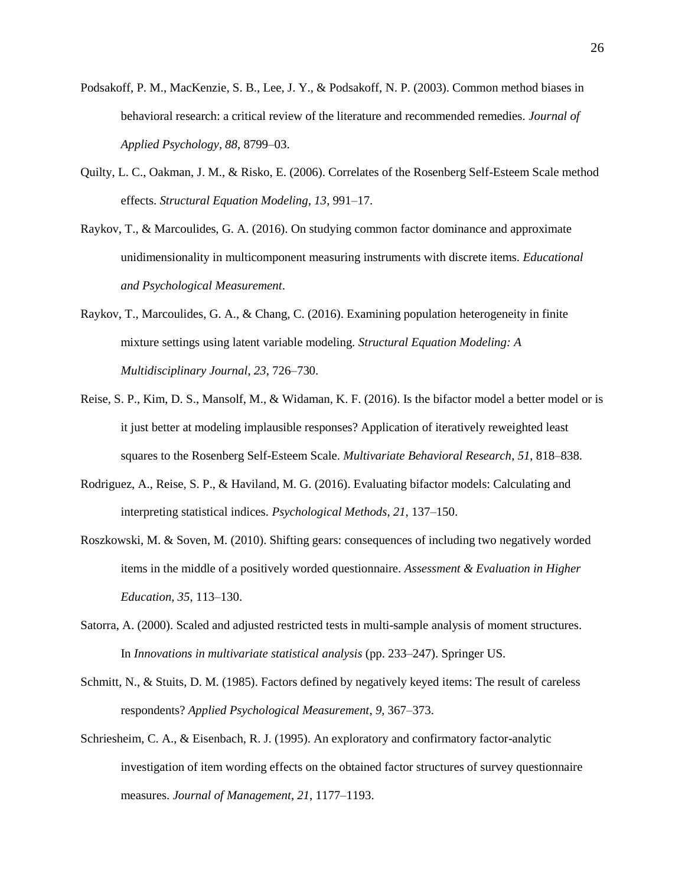Podsakoff, P. M., MacKenzie, S. B., Lee, J. Y., & Podsakoff, N. P. (2003). Common method biases in behavioral research: a critical review of the literature and recommended remedies. *Journal of Applied Psychology*, *88*, 8799–03.

Quilty, L. C., Oakman, J. M., & Risko, E. (2006). Correlates of the Rosenberg Self-Esteem Scale method effects. *Structural Equation Modeling, 13*, 991–17.

Raykov, T., & Marcoulides, G. A. (2016). On studying common factor dominance and approximate unidimensionality in multicomponent measuring instruments with discrete items. *Educational and Psychological Measurement*.

Raykov, T., Marcoulides, G. A., & Chang, C. (2016). Examining population heterogeneity in finite mixture settings using latent variable modeling. *Structural Equation Modeling: A Multidisciplinary Journal*, *23*, 726–730.

Reise, S. P., Kim, D. S., Mansolf, M., & Widaman, K. F. (2016). Is the bifactor model a better model or is it just better at modeling implausible responses? Application of iteratively reweighted least squares to the Rosenberg Self-Esteem Scale. *Multivariate Behavioral Research*, *51*, 818–838.

Rodriguez, A., Reise, S. P., & Haviland, M. G. (2016). Evaluating bifactor models: Calculating and interpreting statistical indices. *Psychological Methods*, *21*, 137–150.

Roszkowski, M. & Soven, M. (2010). Shifting gears: consequences of including two negatively worded items in the middle of a positively worded questionnaire. *Assessment & Evaluation in Higher Education, 35*, 113–130.

Satorra, A. (2000). Scaled and adjusted restricted tests in multi-sample analysis of moment structures. In *Innovations in multivariate statistical analysis* (pp. 233–247). Springer US.

Schmitt, N., & Stuits, D. M. (1985). Factors defined by negatively keyed items: The result of careless respondents? *Applied Psychological Measurement*, *9*, 367–373.

Schriesheim, C. A., & Eisenbach, R. J. (1995). An exploratory and confirmatory factor-analytic investigation of item wording effects on the obtained factor structures of survey questionnaire measures. *Journal of Management*, *21*, 1177–1193.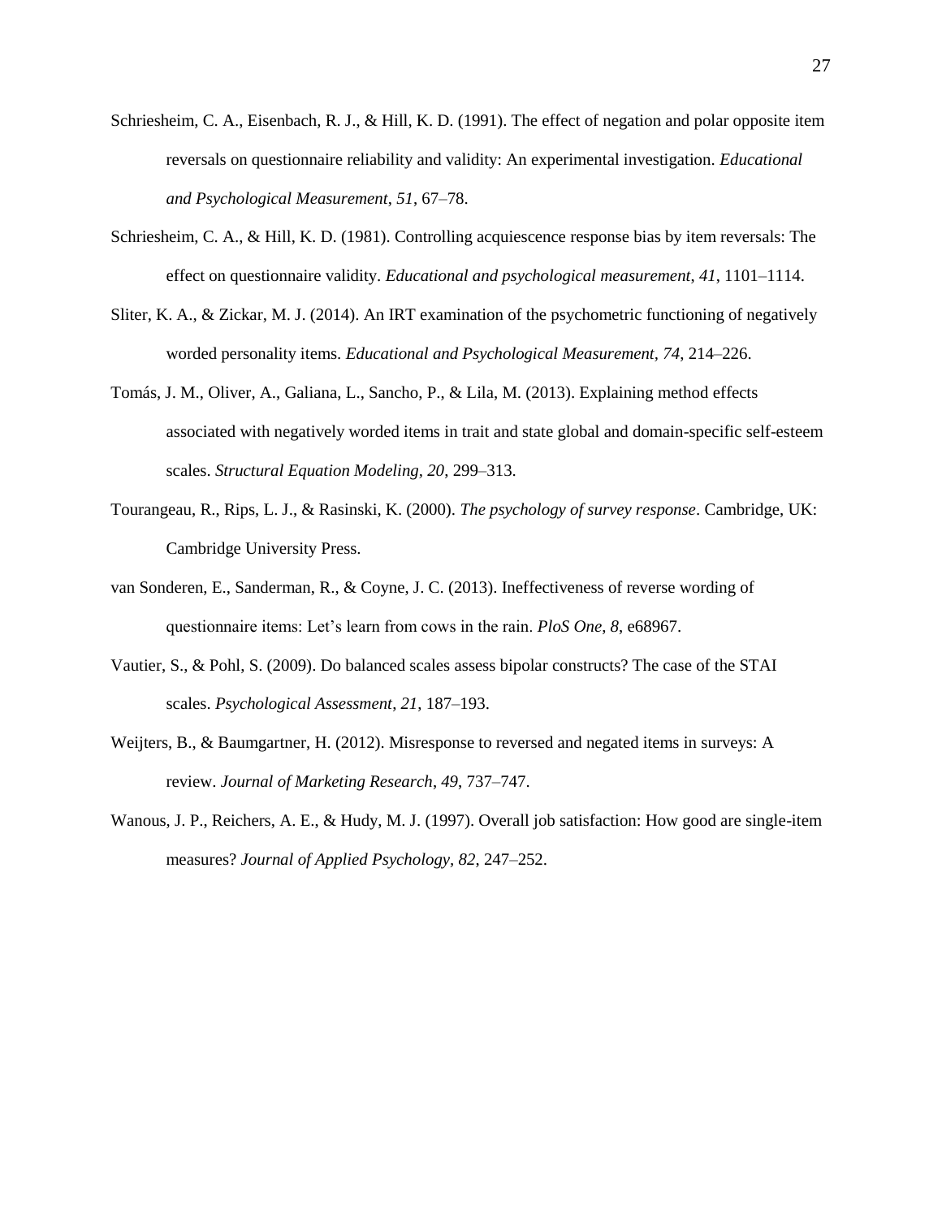Schriesheim, C. A., Eisenbach, R. J., & Hill, K. D. (1991). The effect of negation and polar opposite item reversals on questionnaire reliability and validity: An experimental investigation. *Educational and Psychological Measurement*, *51*, 67–78.

Schriesheim, C. A., & Hill, K. D. (1981). Controlling acquiescence response bias by item reversals: The effect on questionnaire validity. *Educational and psychological measurement*, *41*, 1101–1114.

Sliter, K. A., & Zickar, M. J. (2014). An IRT examination of the psychometric functioning of negatively worded personality items. *Educational and Psychological Measurement*, *74*, 214–226.

Tomás, J. M., Oliver, A., Galiana, L., Sancho, P., & Lila, M. (2013). Explaining method effects associated with negatively worded items in trait and state global and domain-specific self-esteem scales. *Structural Equation Modeling, 20*, 299–313.

Tourangeau, R., Rips, L. J., & Rasinski, K. (2000). *The psychology of survey response*. Cambridge, UK: Cambridge University Press.

van Sonderen, E., Sanderman, R., & Coyne, J. C. (2013). Ineffectiveness of reverse wording of questionnaire items: Let's learn from cows in the rain. *PloS One*, *8*, e68967.

Vautier, S., & Pohl, S. (2009). Do balanced scales assess bipolar constructs? The case of the STAI scales. *Psychological Assessment*, *21*, 187–193.

Weijters, B., & Baumgartner, H. (2012). Misresponse to reversed and negated items in surveys: A review. *Journal of Marketing Research*, *49*, 737–747.

Wanous, J. P., Reichers, A. E., & Hudy, M. J. (1997). Overall job satisfaction: How good are single-item measures? *Journal of Applied Psychology*, *82*, 247–252.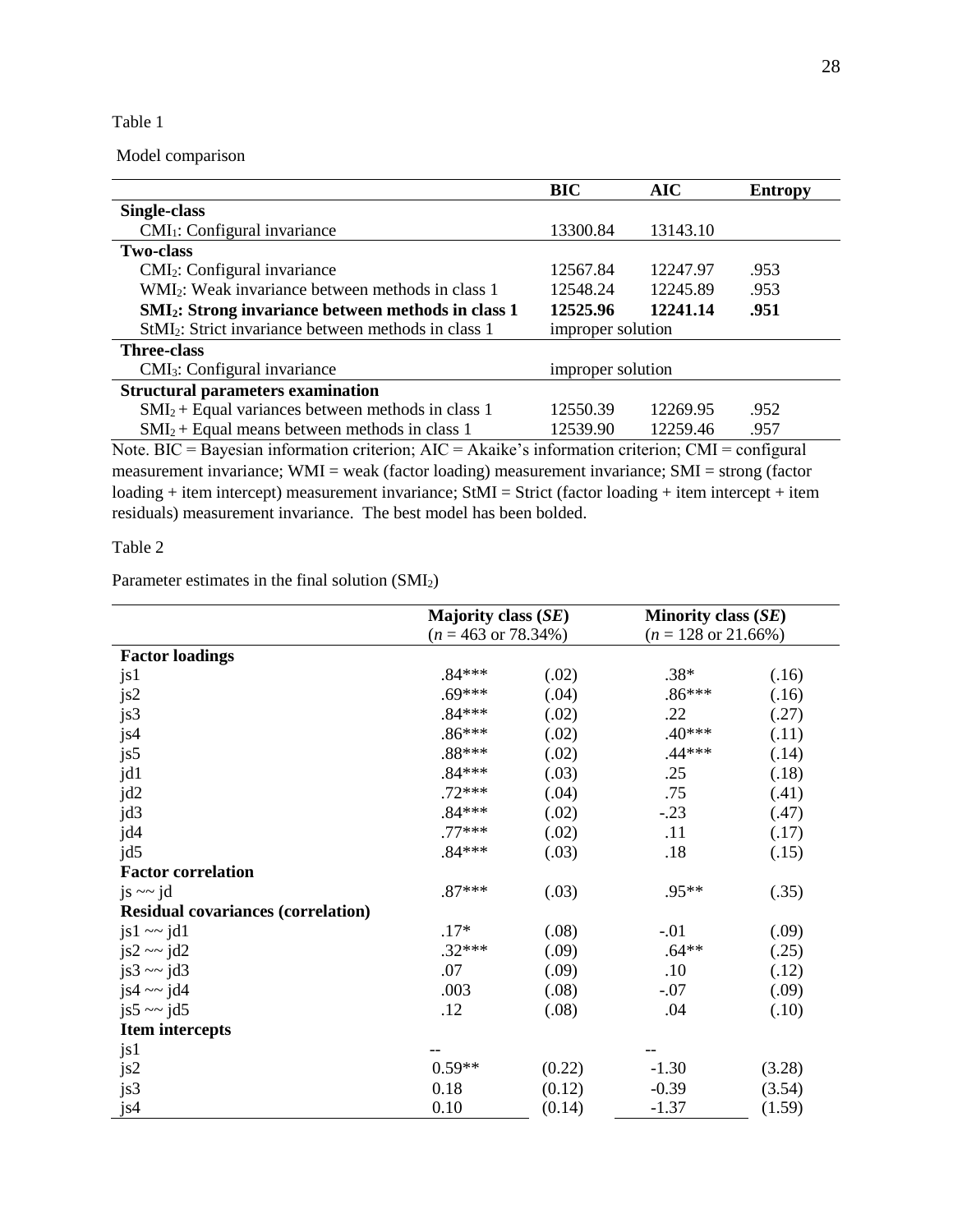Table 1

Model comparison

| | BIC | AIC | Entropy |
|---|---|---|---|
| **Single-class** | | | |
| $CMI_1$: Configural invariance | 13300.84 | 13143.10 | |
| **Two-class** | | | |
| $CMI_2$: Configural invariance | 12567.84 | 12247.97 | .953 |
| $WMI_2$: Weak invariance between methods in class 1 | 12548.24 | 12245.89 | .953 |
| **$SMI_2$: Strong invariance between methods in class 1** | **12525.96** | **12241.14** | **.951** |
| $StMI_2$: Strict invariance between methods in class 1 | improper solution | | |
| **Three-class** | | | |
| $CMI_3$: Configural invariance | improper solution | | |
| **Structural parameters examination** | | | |
| $SMI_2$ + Equal variances between methods in class 1 | 12550.39 | 12269.95 | .952 |
| $SMI_2$ + Equal means between methods in class 1 | 12539.90 | 12259.46 | .957 |

Note. BIC = Bayesian information criterion; AIC = Akaike's information criterion; CMI = configural measurement invariance; WMI = weak (factor loading) measurement invariance; SMI = strong (factor loading + item intercept) measurement invariance; StMI = Strict (factor loading + item intercept + item residuals) measurement invariance. The best model has been bolded.

Table 2

Parameter estimates in the final solution ($SMI_2$)

| | Majority class (*SE*) ($n$ = 463 or 78.34%) | | Minority class (*SE*) ($n$ = 128 or 21.66%) | |
|---|---|---|---|---|
| **Factor loadings** | | | | |
| js1 | .84*** | (.02) | .38* | (.16) |
| js2 | .69*** | (.04) | .86*** | (.16) |
| js3 | .84*** | (.02) | .22 | (.27) |
| js4 | .86*** | (.02) | .40*** | (.11) |
| js5 | .88*** | (.02) | .44*** | (.14) |
| jd1 | .84*** | (.03) | .25 | (.18) |
| jd2 | .72*** | (.04) | .75 | (.41) |
| jd3 | .84*** | (.02) | -.23 | (.47) |
| jd4 | .77*** | (.02) | .11 | (.17) |
| jd5 | .84*** | (.03) | .18 | (.15) |
| **Factor correlation** | | | | |
| js ~~ jd | .87*** | (.03) | .95** | (.35) |
| **Residual covariances (correlation)** | | | | |
| js1 ~~ jd1 | .17* | (.08) | -.01 | (.09) |
| js2 ~~ jd2 | .32*** | (.09) | .64** | (.25) |
| js3 ~~ jd3 | .07 | (.09) | .10 | (.12) |
| js4 ~~ jd4 | .003 | (.08) | -.07 | (.09) |
| js5 ~~ jd5 | .12 | (.08) | .04 | (.10) |
| **Item intercepts** | | | | |
| js1 | -- | | -- | |
| js2 | 0.59** | (0.22) | -1.30 | (3.28) |
| js3 | 0.18 | (0.12) | -0.39 | (3.54) |
| js4 | 0.10 | (0.14) | -1.37 | (1.59) |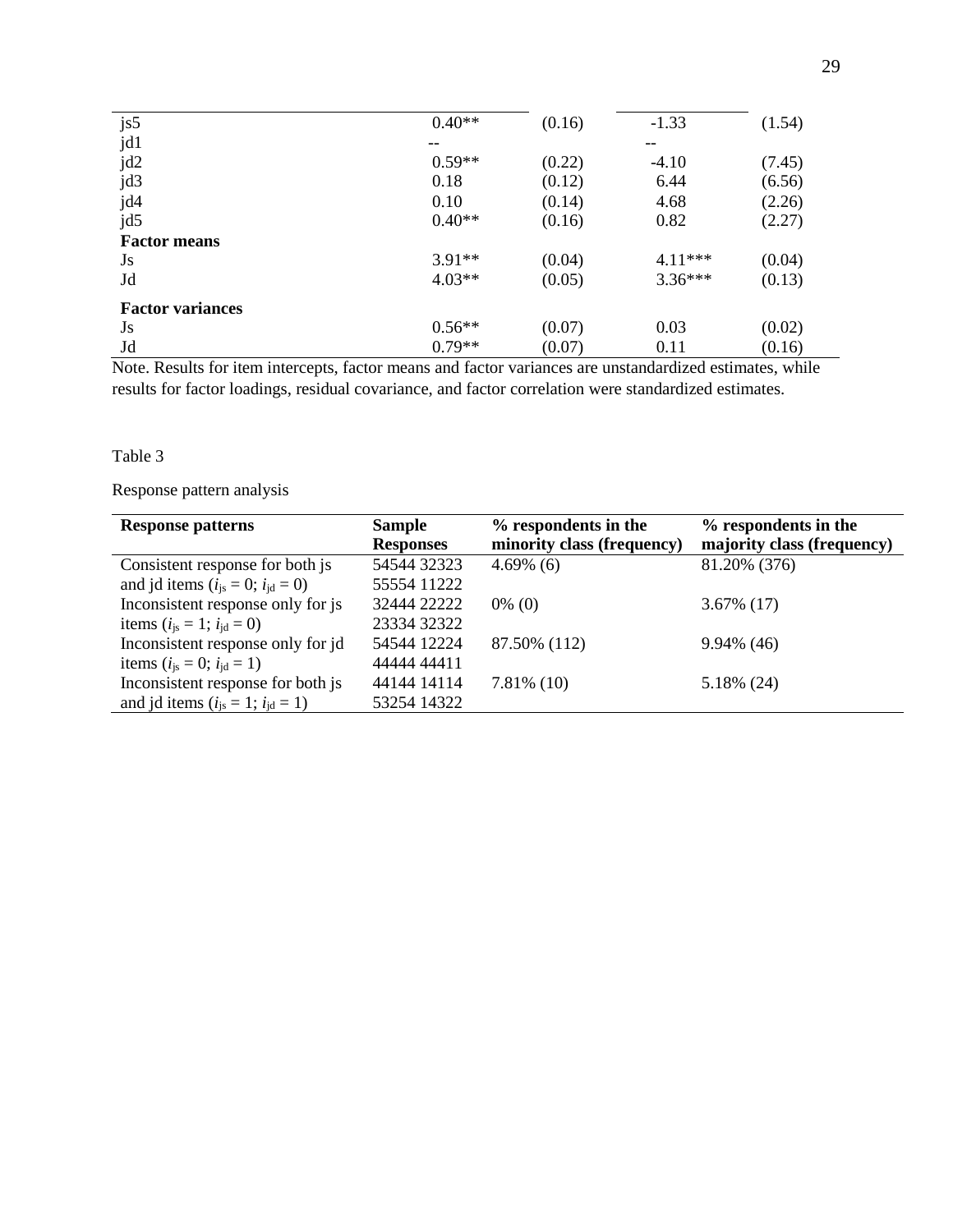| | | | | |
|---|---|---|---|---|
| js5 | 0.40** | (0.16) | -1.33 | (1.54) |
| jd1 | -- | | -- | |
| jd2 | 0.59** | (0.22) | -4.10 | (7.45) |
| jd3 | 0.18 | (0.12) | 6.44 | (6.56) |
| jd4 | 0.10 | (0.14) | 4.68 | (2.26) |
| jd5 | 0.40** | (0.16) | 0.82 | (2.27) |
| **Factor means** | | | | |
| Js | 3.91** | (0.04) | 4.11*** | (0.04) |
| Jd | 4.03** | (0.05) | 3.36*** | (0.13) |
| **Factor variances** | | | | |
| Js | 0.56** | (0.07) | 0.03 | (0.02) |
| Jd | 0.79** | (0.07) | 0.11 | (0.16) |

Note. Results for item intercepts, factor means and factor variances are unstandardized estimates, while results for factor loadings, residual covariance, and factor correlation were standardized estimates.

Table 3

Response pattern analysis

| **Response patterns** | **Sample Responses** | **% respondents in the minority class (frequency)** | **% respondents in the majority class (frequency)** |
|---|---|---|---|
| Consistent response for both js and jd items ($i_{js} = 0$; $i_{jd} = 0$) | 54544 32323<br>55554 11222 | 4.69% (6) | 81.20% (376) |
| Inconsistent response only for js items ($i_{js} = 1$; $i_{jd} = 0$) | 32444 22222<br>23334 32322 | 0% (0) | 3.67% (17) |
| Inconsistent response only for jd items ($i_{js} = 0$; $i_{jd} = 1$) | 54544 12224<br>44444 44411 | 87.50% (112) | 9.94% (46) |
| Inconsistent response for both js and jd items ($i_{js} = 1$; $i_{jd} = 1$) | 44144 14114<br>53254 14322 | 7.81% (10) | 5.18% (24) |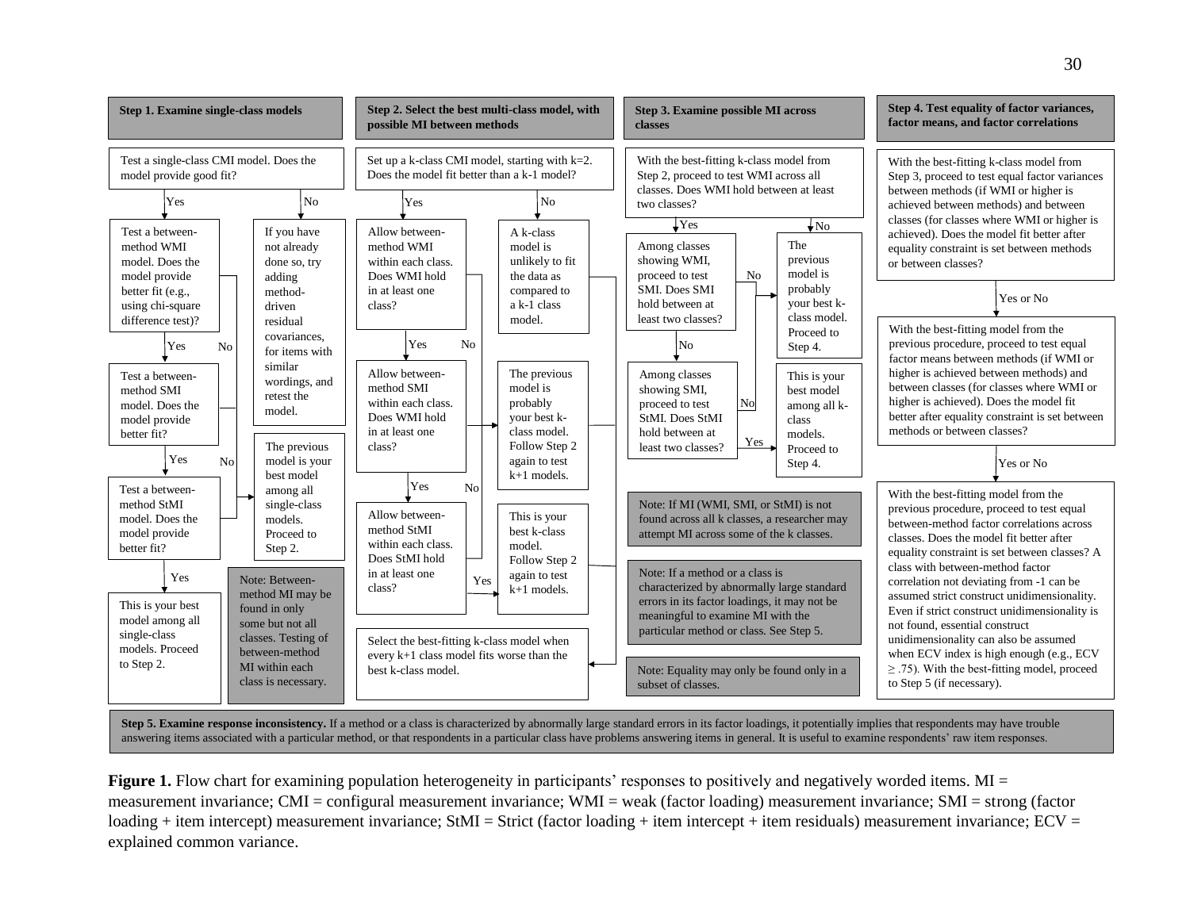**Step 1. Examine single-class models**

Test a single-class CMI model. Does the model provide good fit?

- Yes → Test a between-method WMI model. Does the model provide better fit (e.g., using chi-square difference test)?
  - Yes → Test a between-method SMI model. Does the model provide better fit?
    - Yes → Test a between-method StMI model. Does the model provide better fit?
      - Yes → This is your best model among all single-class models. Proceed to Step 2.
      - No → The previous model is your best model among all single-class models. Proceed to Step 2.
    - No → The previous model is your best model among all single-class models. Proceed to Step 2.
  - No → The previous model is your best model among all single-class models. Proceed to Step 2.
- No → If you have not already done so, try adding method-driven residual covariances, for items with similar wordings, and retest the model.

Note: Between-method MI may be found in only some but not all classes. Testing of between-method MI within each class is necessary.

**Step 2. Select the best multi-class model, with possible MI between methods**

Set up a k-class CMI model, starting with k=2. Does the model fit better than a k-1 model?

- Yes → Allow between-method WMI within each class. Does WMI hold in at least one class?
  - Yes → Allow between-method SMI within each class. Does WMI hold in at least one class?
    - Yes → Allow between-method StMI within each class. Does StMI hold in at least one class?
      - Yes → This is your best k-class model. Follow Step 2 again to test k+1 models.
      - No → The previous model is probably your best k-class model. Follow Step 2 again to test k+1 models.
    - No → The previous model is probably your best k-class model. Follow Step 2 again to test k+1 models.
  - No → The previous model is probably your best k-class model. Follow Step 2 again to test k+1 models.
- No → A k-class model is unlikely to fit the data as compared to a k-1 class model.

Select the best-fitting k-class model when every k+1 class model fits worse than the best k-class model.

**Step 3. Examine possible MI across classes**

With the best-fitting k-class model from Step 2, proceed to test WMI across all classes. Does WMI hold between at least two classes?

- Yes → Among classes showing WMI, proceed to test SMI. Does SMI hold between at least two classes?
  - No → The previous model is probably your best k-class model. Proceed to Step 4.
  - Yes → Among classes showing SMI, proceed to test StMI. Does StMI hold between at least two classes?
    - Yes → This is your best model among all k-class models. Proceed to Step 4.
    - No → The previous model is probably your best k-class model. Proceed to Step 4.
- No → The previous model is probably your best k-class model. Proceed to Step 4.

Note: If MI (WMI, SMI, or StMI) is not found across all k classes, a researcher may attempt MI across some of the k classes.

Note: If a method or a class is characterized by abnormally large standard errors in its factor loadings, it may not be meaningful to examine MI with the particular method or class. See Step 5.

Note: Equality may only be found in a subset of classes.

**Step 4. Test equality of factor variances, factor means, and factor correlations**

With the best-fitting k-class model from Step 3, proceed to test equal factor variances between methods (if WMI or higher is achieved between methods) and between classes (for classes where WMI or higher is achieved). Does the model fit better after equality constraint is set between methods or between classes?

↓ Yes or No

With the best-fitting model from the previous procedure, proceed to test equal factor means between methods (if WMI or higher is achieved between methods) and between classes (for classes where WMI or higher is achieved). Does the model fit better after equality constraint is set between methods or between classes?

↓ Yes or No

With the best-fitting model from the previous procedure, proceed to test equal between-method factor correlations across classes. Does the model fit better after equality constraint is set between classes? A class with between-method factor correlation not deviating from -1 can be assumed strict construct unidimensionality. Even if strict construct unidimensionality is not found, essential construct unidimensionality can also be assumed when ECV index is high enough (e.g., ECV $\geq .75$). With the best-fitting model, proceed to Step 5 (if necessary).

**Step 5. Examine response inconsistency.** If a method or a class is characterized by abnormally large standard errors in its factor loadings, it potentially implies that respondents may have trouble answering items associated with a particular method, or that respondents in a particular class have problems answering items in general. It is useful to examine respondents' raw item responses.

**Figure 1.** Flow chart for examining population heterogeneity in participants' responses to positively and negatively worded items. MI = measurement invariance; CMI = configural measurement invariance; WMI = weak (factor loading) measurement invariance; SMI = strong (factor loading + item intercept) measurement invariance; StMI = Strict (factor loading + item intercept + item residuals) measurement invariance; ECV = explained common variance.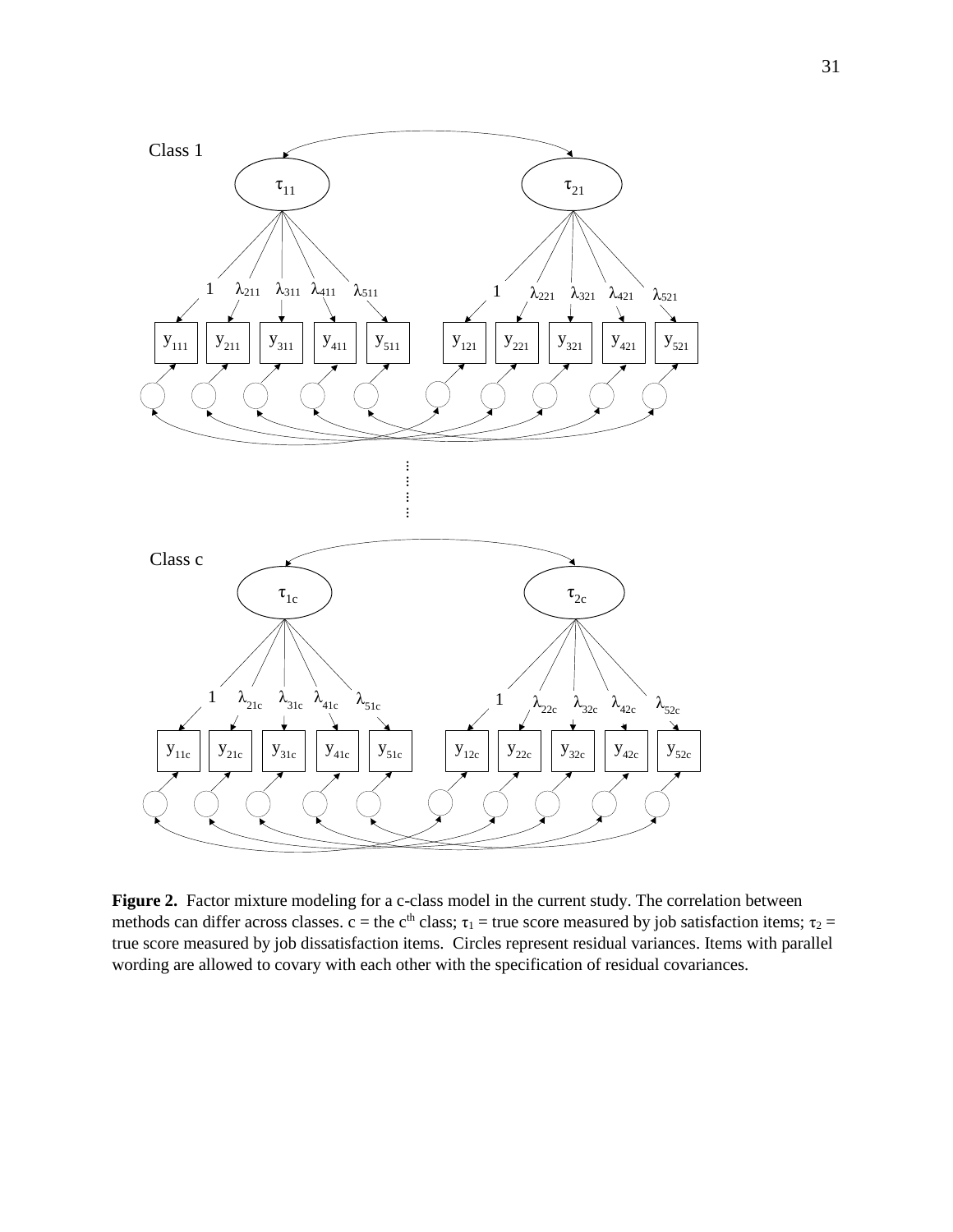**Figure 2.** Factor mixture modeling for a c-class model in the current study. The correlation between methods can differ across classes. c = the c[th] class; $\tau_1$ = true score measured by job satisfaction items; $\tau_2$ = true score measured by job dissatisfaction items. Circles represent residual variances. Items with parallel wording are allowed to covary with each other with the specification of residual covariances.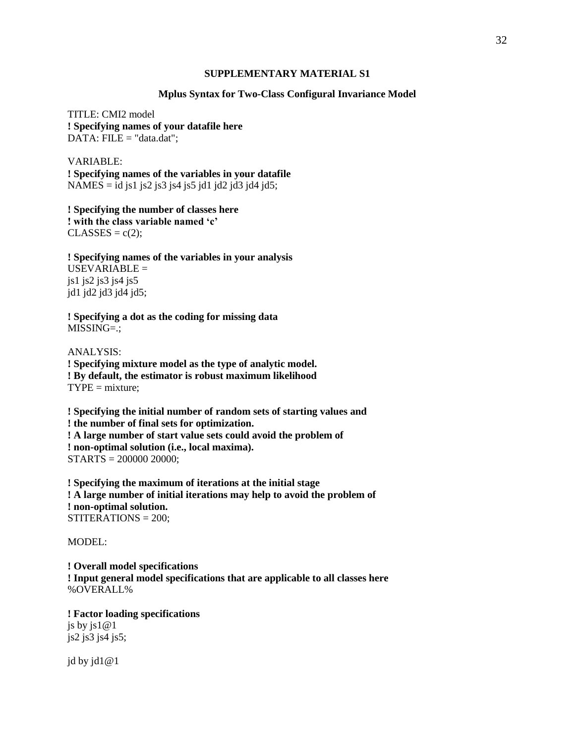**SUPPLEMENTARY MATERIAL S1**

**Mplus Syntax for Two-Class Configural Invariance Model**

```
TITLE: CMI2 model
! Specifying names of your datafile here
DATA: FILE = "data.dat";

VARIABLE:
! Specifying names of the variables in your datafile
NAMES = id js1 js2 js3 js4 js5 jd1 jd2 jd3 jd4 jd5;

! Specifying the number of classes here
! with the class variable named 'c'
CLASSES = c(2);

! Specifying names of the variables in your analysis
USEVARIABLE =
js1 js2 js3 js4 js5
jd1 jd2 jd3 jd4 jd5;

! Specifying a dot as the coding for missing data
MISSING=.;

ANALYSIS:
! Specifying mixture model as the type of analytic model.
! By default, the estimator is robust maximum likelihood
TYPE = mixture;

! Specifying the initial number of random sets of starting values and
! the number of final sets for optimization.
! A large number of start value sets could avoid the problem of
! non-optimal solution (i.e., local maxima).
STARTS = 200000 20000;

! Specifying the maximum of iterations at the initial stage
! A large number of initial iterations may help to avoid the problem of
! non-optimal solution.
STITERATIONS = 200;

MODEL:

! Overall model specifications
! Input general model specifications that are applicable to all classes here
%OVERALL%

! Factor loading specifications
js by js1@1
js2 js3 js4 js5;

jd by jd1@1
```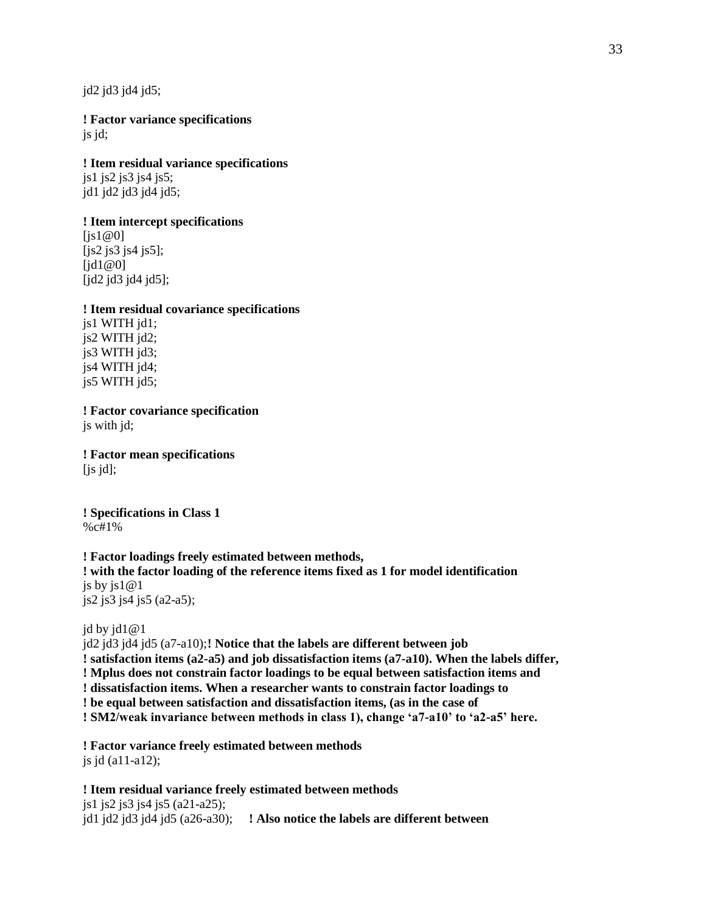```
jd2 jd3 jd4 jd5;

! Factor variance specifications
js jd;

! Item residual variance specifications
js1 js2 js3 js4 js5;
jd1 jd2 jd3 jd4 jd5;

! Item intercept specifications
[js1@0]
[js2 js3 js4 js5];
[jd1@0]
[jd2 jd3 jd4 jd5];

! Item residual covariance specifications
js1 WITH jd1;
js2 WITH jd2;
js3 WITH jd3;
js4 WITH jd4;
js5 WITH jd5;

! Factor covariance specification
js with jd;

! Factor mean specifications
[js jd];


! Specifications in Class 1
%c#1%

! Factor loadings freely estimated between methods,
! with the factor loading of the reference items fixed as 1 for model identification
js by js1@1
js2 js3 js4 js5 (a2-a5);

jd by jd1@1
jd2 jd3 jd4 jd5 (a7-a10);! Notice that the labels are different between job
! satisfaction items (a2-a5) and job dissatisfaction items (a7-a10). When the labels differ,
! Mplus does not constrain factor loadings to be equal between satisfaction items and
! dissatisfaction items. When a researcher wants to constrain factor loadings to
! be equal between satisfaction and dissatisfaction items, (as in the case of
! SM2/weak invariance between methods in class 1), change 'a7-a10' to 'a2-a5' here.

! Factor variance freely estimated between methods
js jd (a11-a12);

! Item residual variance freely estimated between methods
js1 js2 js3 js4 js5 (a21-a25);
jd1 jd2 jd3 jd4 jd5 (a26-a30);     ! Also notice the labels are different between
```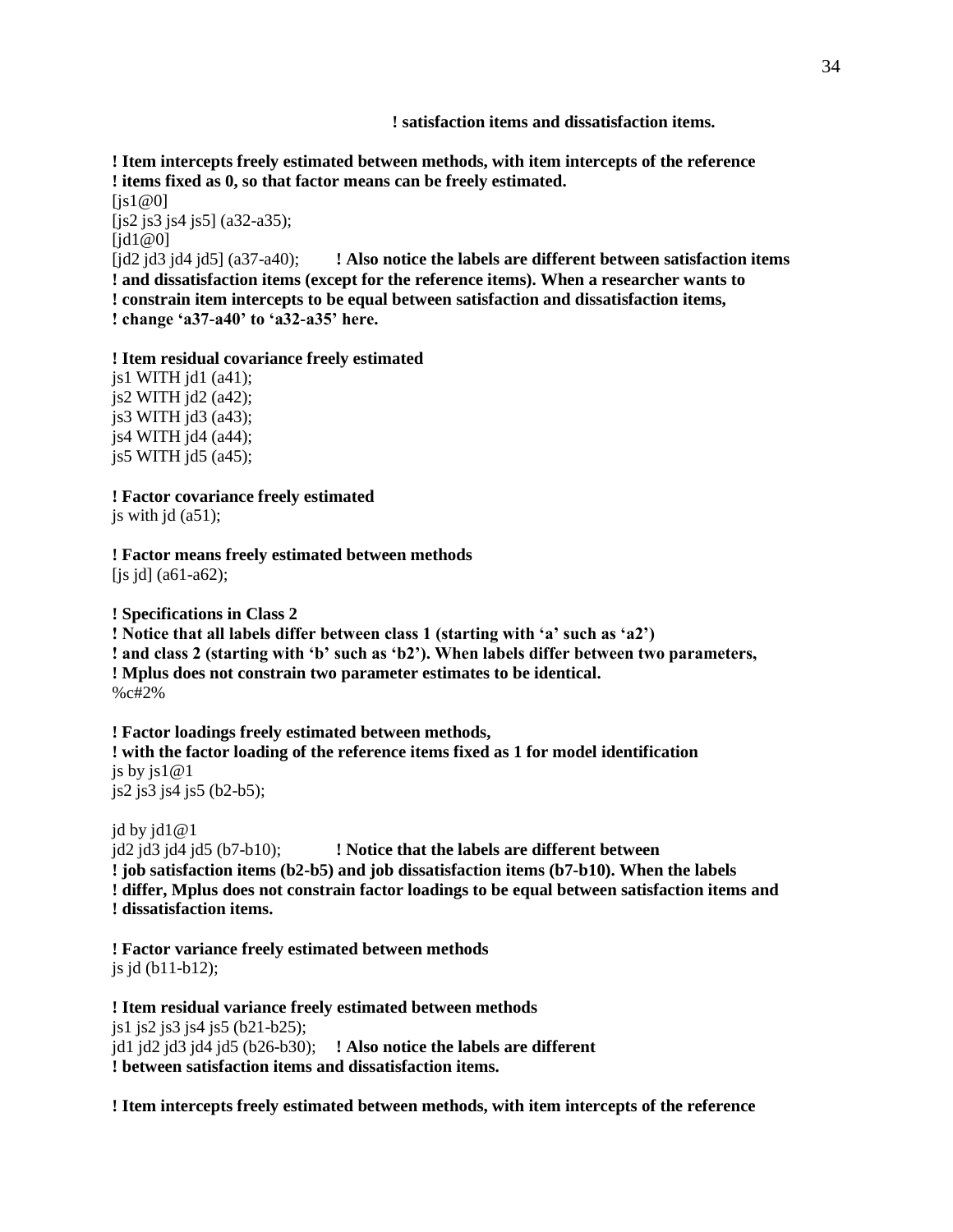```
                                        ! satisfaction items and dissatisfaction items.

! Item intercepts freely estimated between methods, with item intercepts of the reference
! items fixed as 0, so that factor means can be freely estimated.
[js1@0]
[js2 js3 js4 js5] (a32-a35);
[jd1@0]
[jd2 jd3 jd4 jd5] (a37-a40);        ! Also notice the labels are different between satisfaction items
! and dissatisfaction items (except for the reference items). When a researcher wants to
! constrain item intercepts to be equal between satisfaction and dissatisfaction items,
! change 'a37-a40' to 'a32-a35' here.

! Item residual covariance freely estimated
js1 WITH jd1 (a41);
js2 WITH jd2 (a42);
js3 WITH jd3 (a43);
js4 WITH jd4 (a44);
js5 WITH jd5 (a45);

! Factor covariance freely estimated
js with jd (a51);

! Factor means freely estimated between methods
[js jd] (a61-a62);

! Specifications in Class 2
! Notice that all labels differ between class 1 (starting with 'a' such as 'a2')
! and class 2 (starting with 'b' such as 'b2'). When labels differ between two parameters,
! Mplus does not constrain two parameter estimates to be identical.
%c#2%

! Factor loadings freely estimated between methods,
! with the factor loading of the reference items fixed as 1 for model identification
js by js1@1
js2 js3 js4 js5 (b2-b5);

jd by jd1@1
jd2 jd3 jd4 jd5 (b7-b10);          ! Notice that the labels are different between
! job satisfaction items (b2-b5) and job dissatisfaction items (b7-b10). When the labels
! differ, Mplus does not constrain factor loadings to be equal between satisfaction items and
! dissatisfaction items.

! Factor variance freely estimated between methods
js jd (b11-b12);

! Item residual variance freely estimated between methods
js1 js2 js3 js4 js5 (b21-b25);
jd1 jd2 jd3 jd4 jd5 (b26-b30);    ! Also notice the labels are different
! between satisfaction items and dissatisfaction items.

! Item intercepts freely estimated between methods, with item intercepts of the reference
```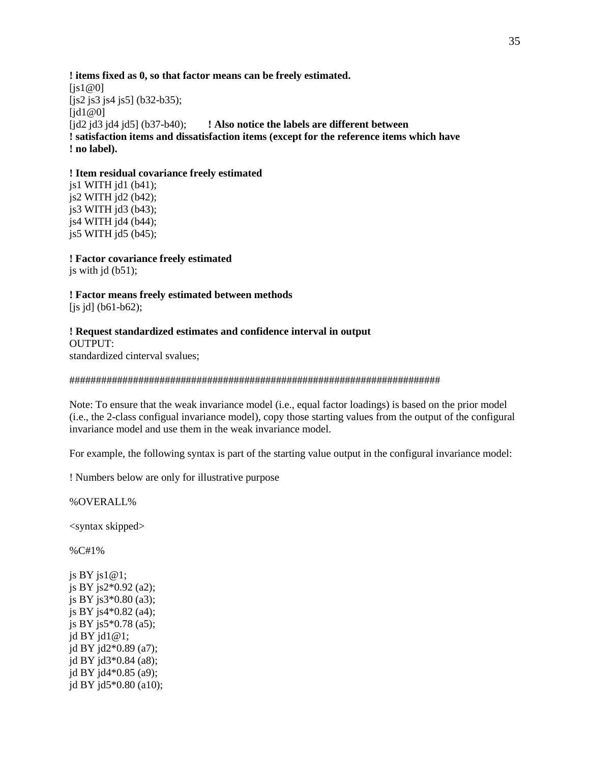**! items fixed as 0, so that factor means can be freely estimated.**

```
[js1@0]
[js2 js3 js4 js5] (b32-b35);
[jd1@0]
[jd2 jd3 jd4 jd5] (b37-b40);
```

**! Also notice the labels are different between ! satisfaction items and dissatisfaction items (except for the reference items which have ! no label).**

**! Item residual covariance freely estimated**

```
js1 WITH jd1 (b41);
js2 WITH jd2 (b42);
js3 WITH jd3 (b43);
js4 WITH jd4 (b44);
js5 WITH jd5 (b45);
```

**! Factor covariance freely estimated**

```
js with jd (b51);
```

**! Factor means freely estimated between methods**

```
[js jd] (b61-b62);
```

**! Request standardized estimates and confidence interval in output**

```
OUTPUT:
standardized cinterval svalues;
```

########################################################################

Note: To ensure that the weak invariance model (i.e., equal factor loadings) is based on the prior model (i.e., the 2-class configural invariance model), copy those starting values from the output of the configural invariance model and use them in the weak invariance model.

For example, the following syntax is part of the starting value output in the configural invariance model:

```
! Numbers below are only for illustrative purpose

%OVERALL%

<syntax skipped>

%C#1%

js BY js1@1;
js BY js2*0.92 (a2);
js BY js3*0.80 (a3);
js BY js4*0.82 (a4);
js BY js5*0.78 (a5);
jd BY jd1@1;
jd BY jd2*0.89 (a7);
jd BY jd3*0.84 (a8);
jd BY jd4*0.85 (a9);
jd BY jd5*0.80 (a10);
```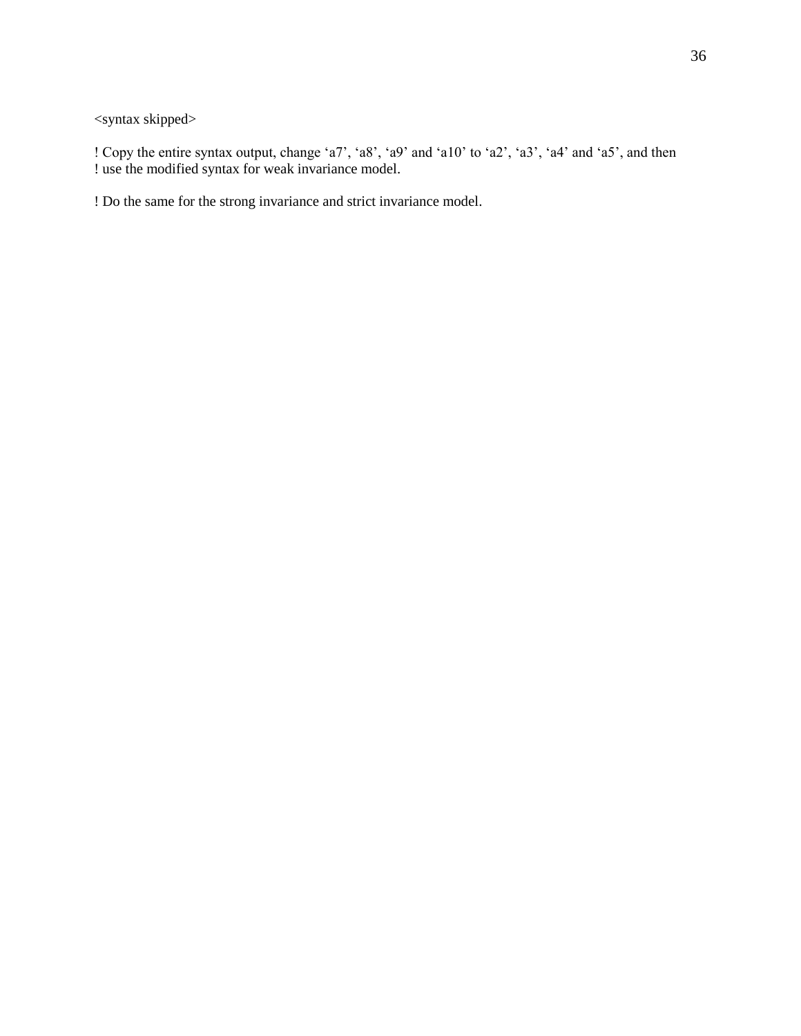<syntax skipped>

! Copy the entire syntax output, change 'a7', 'a8', 'a9' and 'a10' to 'a2', 'a3', 'a4' and 'a5', and then
! use the modified syntax for weak invariance model.

! Do the same for the strong invariance and strict invariance model.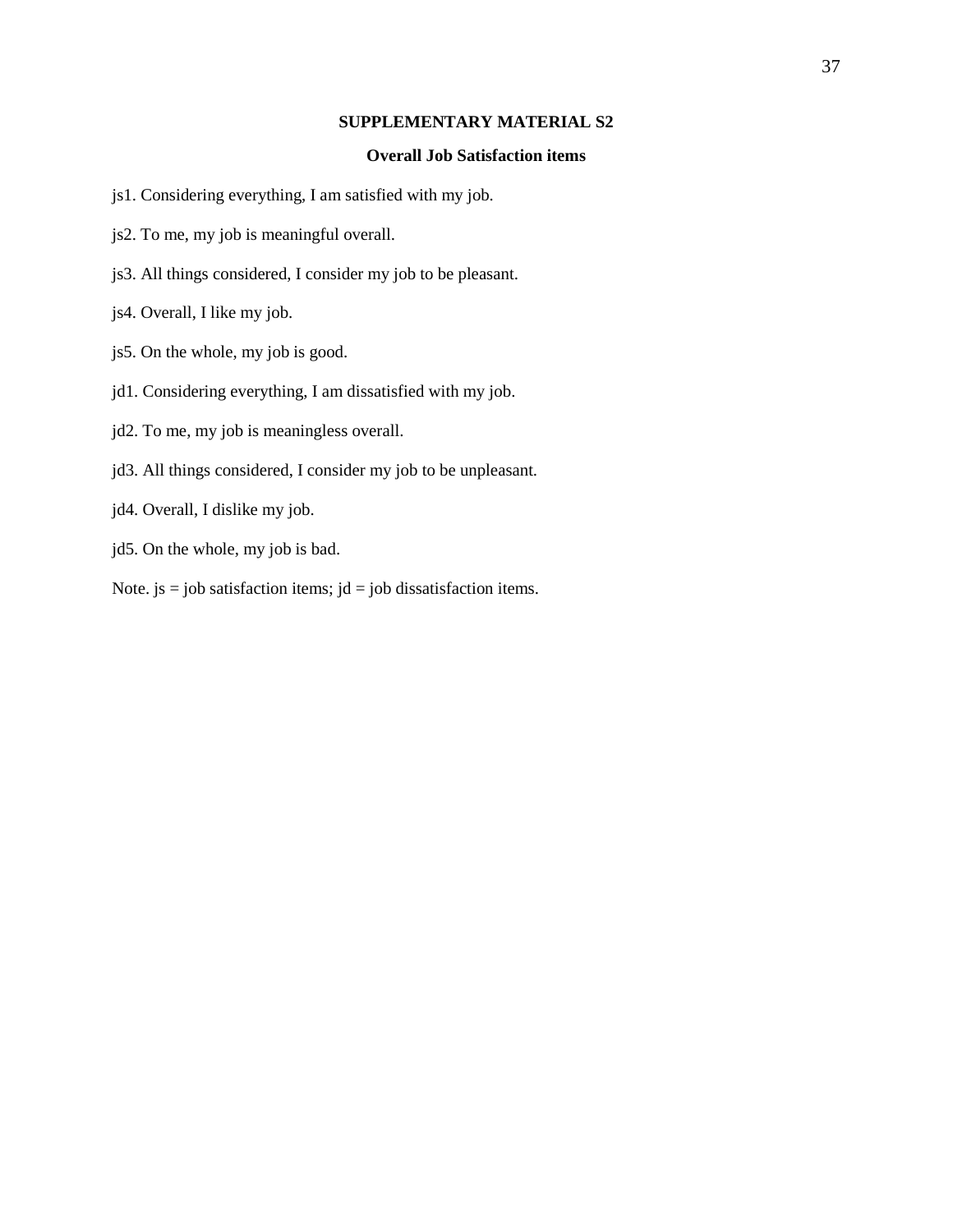## SUPPLEMENTARY MATERIAL S2

### Overall Job Satisfaction items

js1. Considering everything, I am satisfied with my job.

js2. To me, my job is meaningful overall.

js3. All things considered, I consider my job to be pleasant.

js4. Overall, I like my job.

js5. On the whole, my job is good.

jd1. Considering everything, I am dissatisfied with my job.

jd2. To me, my job is meaningless overall.

jd3. All things considered, I consider my job to be unpleasant.

jd4. Overall, I dislike my job.

jd5. On the whole, my job is bad.

Note. js = job satisfaction items; jd = job dissatisfaction items.